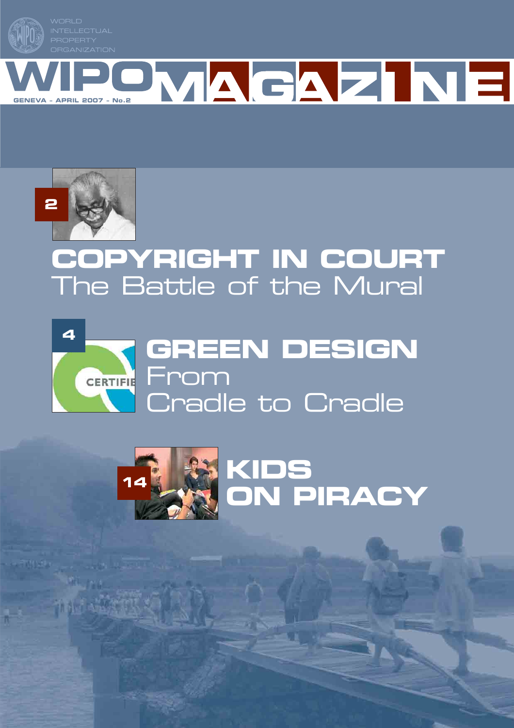WORLD INTELLECTUAL PROPERTY ORGANIZATION

# WIPO MAGAZINE

GENEVA - APRIL 2007 - No.2

2

## COPYRIGHT IN COURT
The Battle of the Mural

4

## GREEN DESIGN
From Cradle to Cradle

14

## KIDS ON PIRACY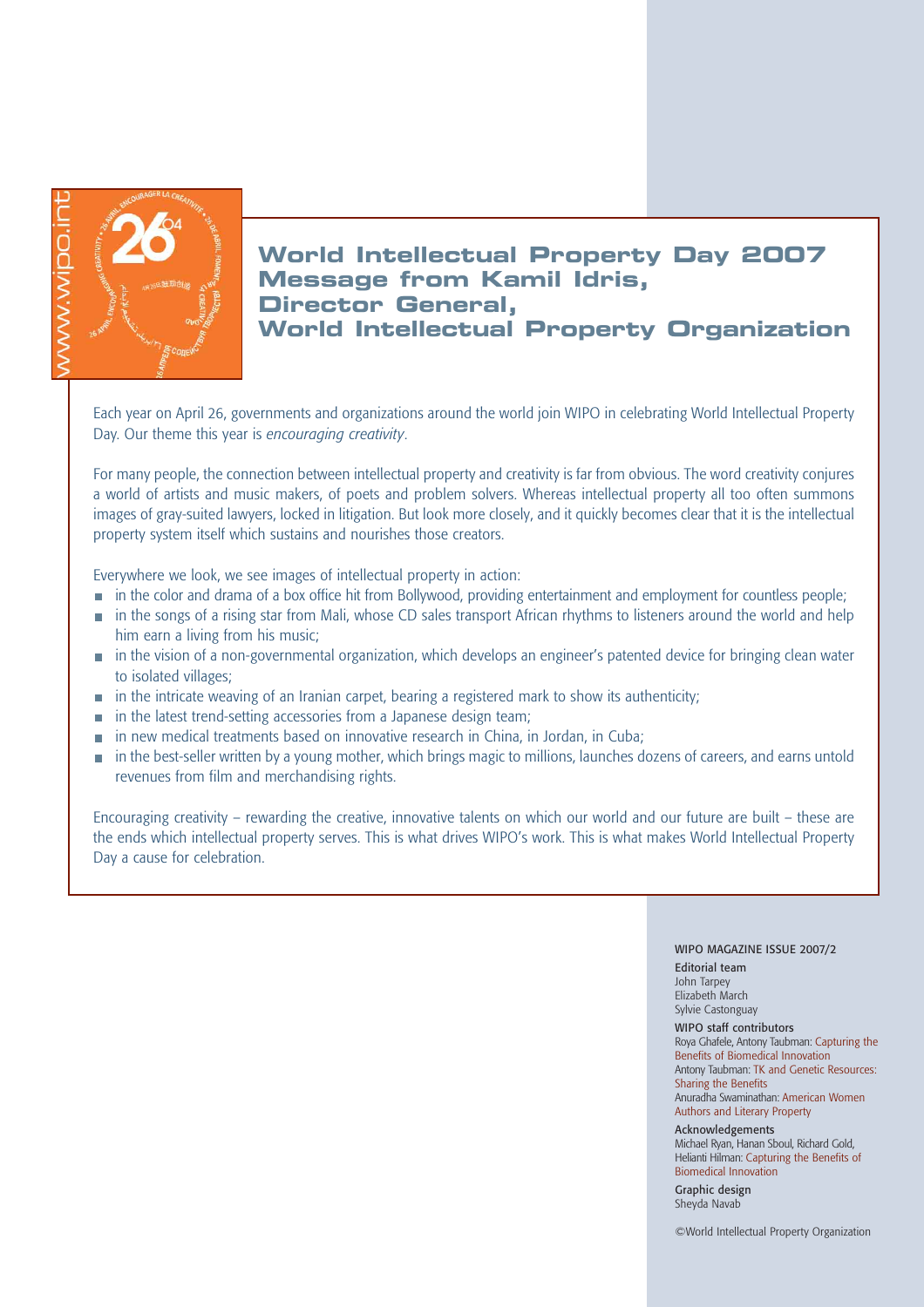# World Intellectual Property Day 2007 Message from Kamil Idris, Director General, World Intellectual Property Organization

Each year on April 26, governments and organizations around the world join WIPO in celebrating World Intellectual Property Day. Our theme this year is *encouraging creativity*.

For many people, the connection between intellectual property and creativity is far from obvious. The word creativity conjures a world of artists and music makers, of poets and problem solvers. Whereas intellectual property all too often summons images of gray-suited lawyers, locked in litigation. But look more closely, and it quickly becomes clear that it is the intellectual property system itself which sustains and nourishes those creators.

Everywhere we look, we see images of intellectual property in action:

- in the color and drama of a box office hit from Bollywood, providing entertainment and employment for countless people;
- in the songs of a rising star from Mali, whose CD sales transport African rhythms to listeners around the world and help him earn a living from his music;
- in the vision of a non-governmental organization, which develops an engineer's patented device for bringing clean water to isolated villages;
- in the intricate weaving of an Iranian carpet, bearing a registered mark to show its authenticity;
- in the latest trend-setting accessories from a Japanese design team;
- in new medical treatments based on innovative research in China, in Jordan, in Cuba;
- in the best-seller written by a young mother, which brings magic to millions, launches dozens of careers, and earns untold revenues from film and merchandising rights.

Encouraging creativity – rewarding the creative, innovative talents on which our world and our future are built – these are the ends which intellectual property serves. This is what drives WIPO's work. This is what makes World Intellectual Property Day a cause for celebration.

WIPO MAGAZINE ISSUE 2007/2

**Editorial team**
John Tarpey
Elizabeth March
Sylvie Castonguay

**WIPO staff contributors**
Roya Ghafele, Antony Taubman: Capturing the Benefits of Biomedical Innovation
Antony Taubman: TK and Genetic Resources: Sharing the Benefits
Anuradha Swaminathan: American Women Authors and Literary Property

**Acknowledgements**
Michael Ryan, Hanan Sboul, Richard Gold, Helianti Hilman: Capturing the Benefits of Biomedical Innovation

**Graphic design**
Sheyda Navab

©World Intellectual Property Organization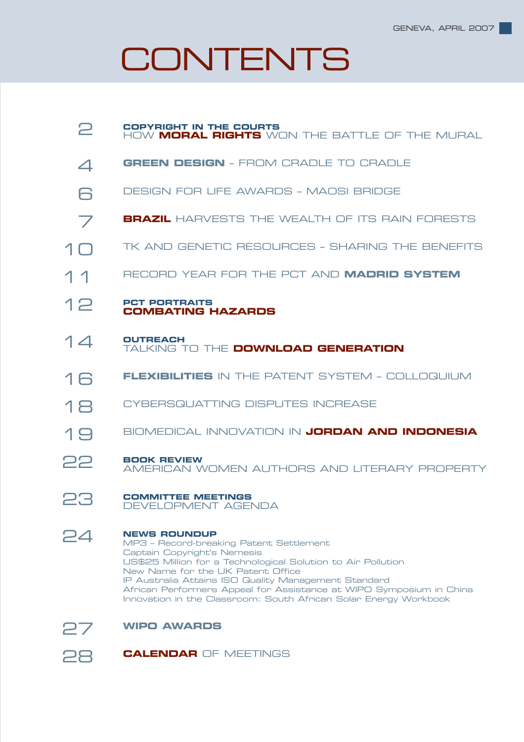GENEVA, APRIL 2007

# CONTENTS

2 **COPYRIGHT IN THE COURTS**
HOW **MORAL RIGHTS** WON THE BATTLE OF THE MURAL

4 **GREEN DESIGN** – FROM CRADLE TO CRADLE

6 DESIGN FOR LIFE AWARDS – MAOSI BRIDGE

7 **BRAZIL** HARVESTS THE WEALTH OF ITS RAIN FORESTS

10 TK AND GENETIC RESOURCES – SHARING THE BENEFITS

11 RECORD YEAR FOR THE PCT AND **MADRID SYSTEM**

12 **PCT PORTRAITS**
**COMBATING HAZARDS**

14 **OUTREACH**
TALKING TO THE **DOWNLOAD GENERATION**

16 **FLEXIBILITIES** IN THE PATENT SYSTEM – COLLOQUIUM

18 CYBERSQUATTING DISPUTES INCREASE

19 BIOMEDICAL INNOVATION IN **JORDAN AND INDONESIA**

22 **BOOK REVIEW**
AMERICAN WOMEN AUTHORS AND LITERARY PROPERTY

23 **COMMITTEE MEETINGS**
DEVELOPMENT AGENDA

24 **NEWS ROUNDUP**
MP3 – Record-breaking Patent Settlement
Captain Copyright's Nemesis
US$25 Million for a Technological Solution to Air Pollution
New Name for the UK Patent Office
IP Australia Attains ISO Quality Management Standard
African Performers Appeal for Assistance at WIPO Symposium in China
Innovation in the Classroom: South African Solar Energy Workbook

27 **WIPO AWARDS**

28 **CALENDAR** OF MEETINGS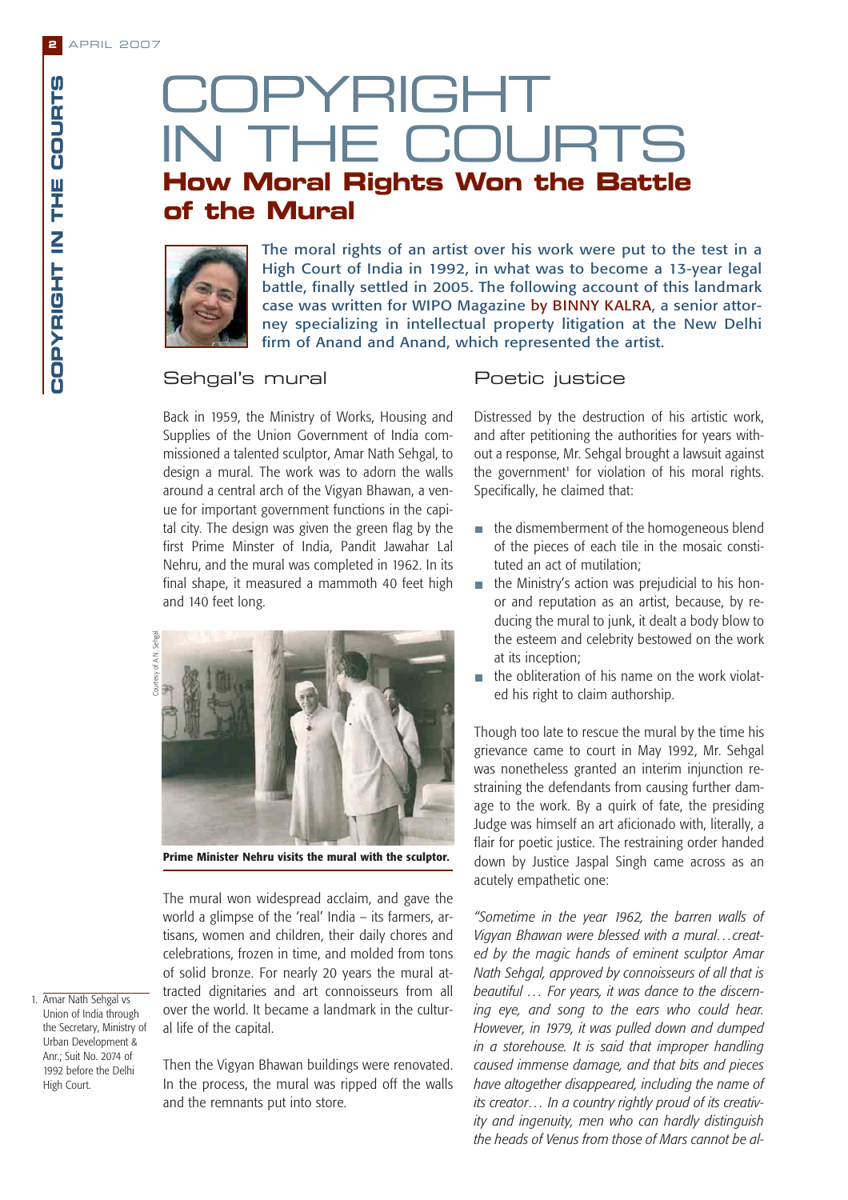# COPYRIGHT IN THE COURTS

## How Moral Rights Won the Battle of the Mural

The moral rights of an artist over his work were put to the test in a High Court of India in 1992, in what was to become a 13-year legal battle, finally settled in 2005. The following account of this landmark case was written for WIPO Magazine by BINNY KALRA, a senior attorney specializing in intellectual property litigation at the New Delhi firm of Anand and Anand, which represented the artist.

### Sehgal's mural

Back in 1959, the Ministry of Works, Housing and Supplies of the Union Government of India commissioned a talented sculptor, Amar Nath Sehgal, to design a mural. The work was to adorn the walls around a central arch of the Vigyan Bhawan, a venue for important government functions in the capital city. The design was given the green flag by the first Prime Minster of India, Pandit Jawahar Lal Nehru, and the mural was completed in 1962. In its final shape, it measured a mammoth 40 feet high and 140 feet long.

Courtesy of A.N. Sehgal

**Prime Minister Nehru visits the mural with the sculptor.**

The mural won widespread acclaim, and gave the world a glimpse of the 'real' India – its farmers, artisans, women and children, their daily chores and celebrations, frozen in time, and molded from tons of solid bronze. For nearly 20 years the mural attracted dignitaries and art connoisseurs from all over the world. It became a landmark in the cultural life of the capital.

Then the Vigyan Bhawan buildings were renovated. In the process, the mural was ripped off the walls and the remnants put into store.

### Poetic justice

Distressed by the destruction of his artistic work, and after petitioning the authorities for years without a response, Mr. Sehgal brought a lawsuit against the government[1] for violation of his moral rights. Specifically, he claimed that:

- the dismemberment of the homogeneous blend of the pieces of each tile in the mosaic constituted an act of mutilation;
- the Ministry's action was prejudicial to his honor and reputation as an artist, because, by reducing the mural to junk, it dealt a body blow to the esteem and celebrity bestowed on the work at its inception;
- the obliteration of his name on the work violated his right to claim authorship.

Though too late to rescue the mural by the time his grievance came to court in May 1992, Mr. Sehgal was nonetheless granted an interim injunction restraining the defendants from causing further damage to the work. By a quirk of fate, the presiding Judge was himself an art aficionado with, literally, a flair for poetic justice. The restraining order handed down by Justice Jaspal Singh came across as an acutely empathetic one:

*"Sometime in the year 1962, the barren walls of Vigyan Bhawan were blessed with a mural…created by the magic hands of eminent sculptor Amar Nath Sehgal, approved by connoisseurs of all that is beautiful … For years, it was dance to the discerning eye, and song to the ears who could hear. However, in 1979, it was pulled down and dumped in a storehouse. It is said that improper handling caused immense damage, and that bits and pieces have altogether disappeared, including the name of its creator… In a country rightly proud of its creativity and ingenuity, men who can hardly distinguish the heads of Venus from those of Mars cannot be al-*

1. Amar Nath Sehgal vs Union of India through the Secretary, Ministry of Urban Development & Anr.; Suit No. 2074 of 1992 before the Delhi High Court.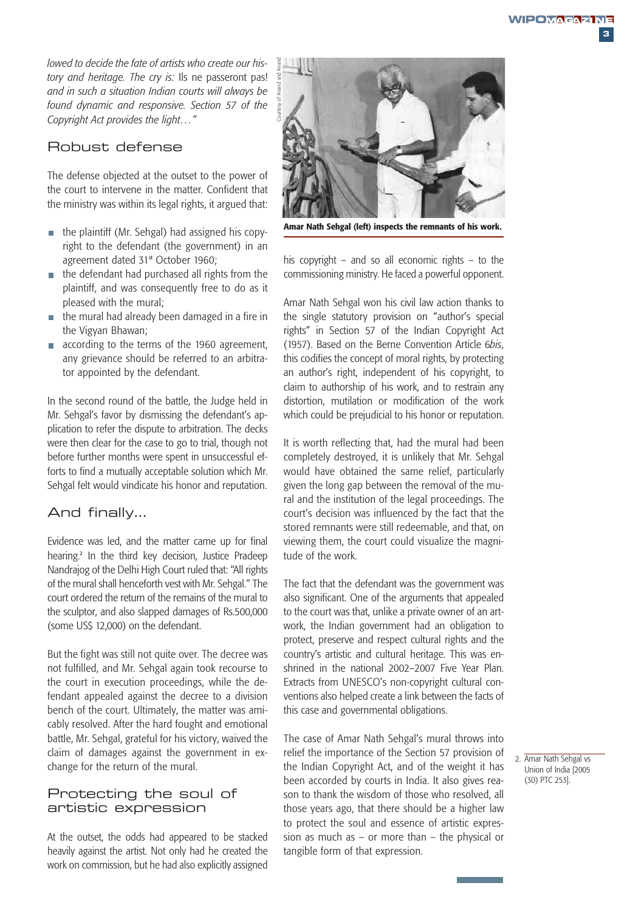*lowed to decide the fate of artists who create our history and heritage. The cry is:* Ils ne passeront pas! *and in such a situation Indian courts will always be found dynamic and responsive. Section 57 of the Copyright Act provides the light…"*

## Robust defense

The defense objected at the outset to the power of the court to intervene in the matter. Confident that the ministry was within its legal rights, it argued that:

- the plaintiff (Mr. Sehgal) had assigned his copyright to the defendant (the government) in an agreement dated 31st October 1960;
- the defendant had purchased all rights from the plaintiff, and was consequently free to do as it pleased with the mural;
- the mural had already been damaged in a fire in the Vigyan Bhawan;
- according to the terms of the 1960 agreement, any grievance should be referred to an arbitrator appointed by the defendant.

In the second round of the battle, the Judge held in Mr. Sehgal's favor by dismissing the defendant's application to refer the dispute to arbitration. The decks were then clear for the case to go to trial, though not before further months were spent in unsuccessful efforts to find a mutually acceptable solution which Mr. Sehgal felt would vindicate his honor and reputation.

## And finally...

Evidence was led, and the matter came up for final hearing.[2] In the third key decision, Justice Pradeep Nandrajog of the Delhi High Court ruled that: "All rights of the mural shall henceforth vest with Mr. Sehgal." The court ordered the return of the remains of the mural to the sculptor, and also slapped damages of Rs.500,000 (some US$ 12,000) on the defendant.

But the fight was still not quite over. The decree was not fulfilled, and Mr. Sehgal again took recourse to the court in execution proceedings, while the defendant appealed against the decree to a division bench of the court. Ultimately, the matter was amicably resolved. After the hard fought and emotional battle, Mr. Sehgal, grateful for his victory, waived the claim of damages against the government in exchange for the return of the mural.

## Protecting the soul of artistic expression

At the outset, the odds had appeared to be stacked heavily against the artist. Not only had he created the work on commission, but he had also explicitly assigned his copyright – and so all economic rights – to the commissioning ministry. He faced a powerful opponent.

Courtesy of Anand and Anand

**Amar Nath Sehgal (left) inspects the remnants of his work.**

Amar Nath Sehgal won his civil law action thanks to the single statutory provision on "author's special rights" in Section 57 of the Indian Copyright Act (1957). Based on the Berne Convention Article 6*bis*, this codifies the concept of moral rights, by protecting an author's right, independent of his copyright, to claim to authorship of his work, and to restrain any distortion, mutilation or modification of the work which could be prejudicial to his honor or reputation.

It is worth reflecting that, had the mural had been completely destroyed, it is unlikely that Mr. Sehgal would have obtained the same relief, particularly given the long gap between the removal of the mural and the institution of the legal proceedings. The court's decision was influenced by the fact that the stored remnants were still redeemable, and that, on viewing them, the court could visualize the magnitude of the work.

The fact that the defendant was the government was also significant. One of the arguments that appealed to the court was that, unlike a private owner of an artwork, the Indian government had an obligation to protect, preserve and respect cultural rights and the country's artistic and cultural heritage. This was enshrined in the national 2002–2007 Five Year Plan. Extracts from UNESCO's non-copyright cultural conventions also helped create a link between the facts of this case and governmental obligations.

The case of Amar Nath Sehgal's mural throws into relief the importance of the Section 57 provision of the Indian Copyright Act, and of the weight it has been accorded by courts in India. It also gives reason to thank the wisdom of those who resolved, all those years ago, that there should be a higher law to protect the soul and essence of artistic expression as much as – or more than – the physical or tangible form of that expression.

2. Amar Nath Sehgal vs Union of India [2005 (30) PTC 253].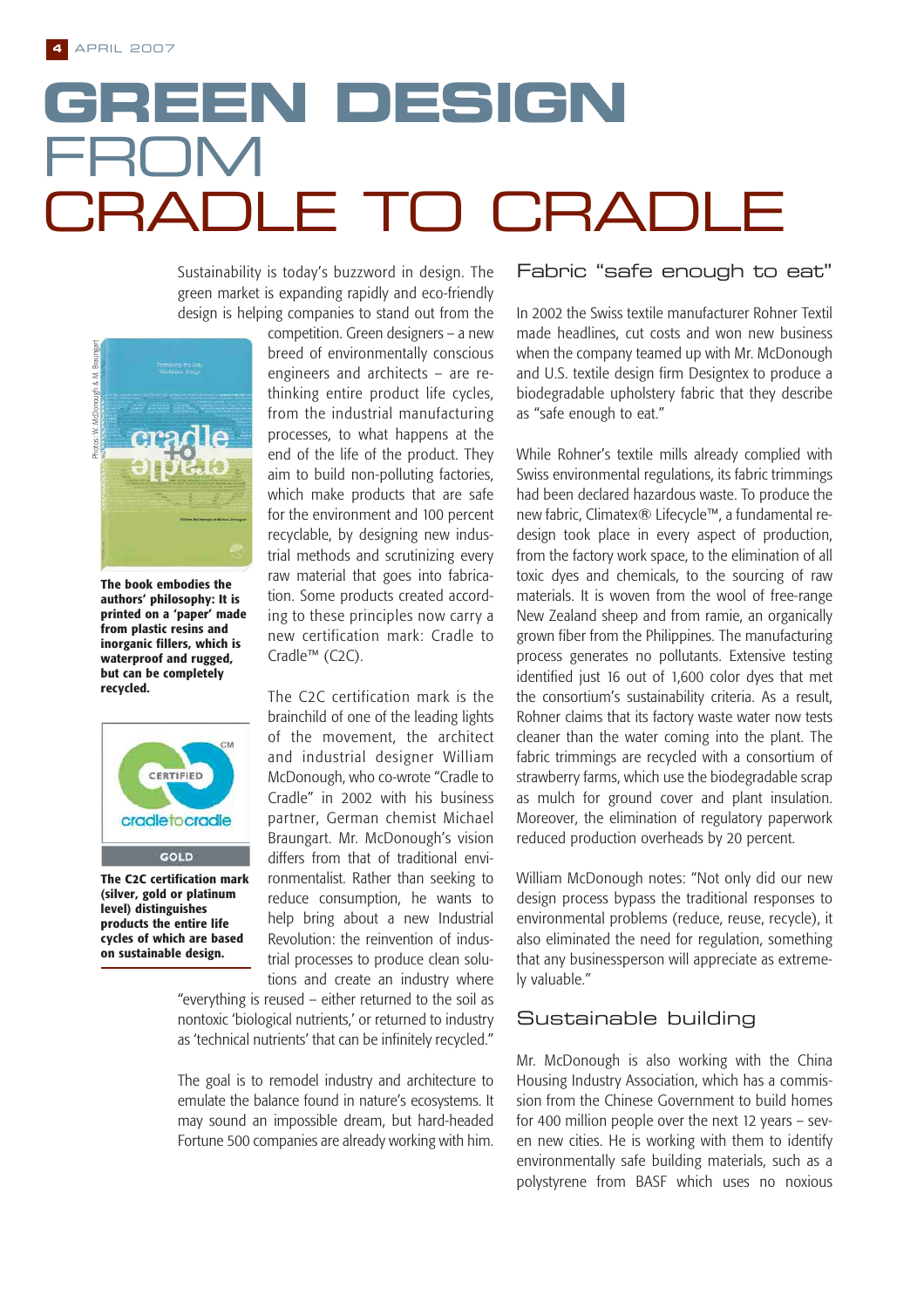# GREEN DESIGN FROM CRADLE TO CRADLE

Sustainability is today's buzzword in design. The green market is expanding rapidly and eco-friendly design is helping companies to stand out from the competition. Green designers – a new breed of environmentally conscious engineers and architects – are rethinking entire product life cycles, from the industrial manufacturing processes, to what happens at the end of the life of the product. They aim to build non-polluting factories, which make products that are safe for the environment and 100 percent recyclable, by designing new industrial methods and scrutinizing every raw material that goes into fabrication. Some products created according to these principles now carry a new certification mark: Cradle to Cradle™ (C2C).

Photos: W. McDonough & M. Braungart

**The book embodies the authors' philosophy: It is printed on a 'paper' made from plastic resins and inorganic fillers, which is waterproof and rugged, but can be completely recycled.**

**The C2C certification mark (silver, gold or platinum level) distinguishes products the entire life cycles of which are based on sustainable design.**

The C2C certification mark is the brainchild of one of the leading lights of the movement, the architect and industrial designer William McDonough, who co-wrote "Cradle to Cradle" in 2002 with his business partner, German chemist Michael Braungart. Mr. McDonough's vision differs from that of traditional environmentalist. Rather than seeking to reduce consumption, he wants to help bring about a new Industrial Revolution: the reinvention of industrial processes to produce clean solutions and create an industry where "everything is reused – either returned to the soil as nontoxic 'biological nutrients,' or returned to industry as 'technical nutrients' that can be infinitely recycled."

The goal is to remodel industry and architecture to emulate the balance found in nature's ecosystems. It may sound an impossible dream, but hard-headed Fortune 500 companies are already working with him.

## Fabric "safe enough to eat"

In 2002 the Swiss textile manufacturer Rohner Textil made headlines, cut costs and won new business when the company teamed up with Mr. McDonough and U.S. textile design firm Designtex to produce a biodegradable upholstery fabric that they describe as "safe enough to eat."

While Rohner's textile mills already complied with Swiss environmental regulations, its fabric trimmings had been declared hazardous waste. To produce the new fabric, Climatex® Lifecycle™, a fundamental redesign took place in every aspect of production, from the factory work space, to the elimination of all toxic dyes and chemicals, to the sourcing of raw materials. It is woven from the wool of free-range New Zealand sheep and from ramie, an organically grown fiber from the Philippines. The manufacturing process generates no pollutants. Extensive testing identified just 16 out of 1,600 color dyes that met the consortium's sustainability criteria. As a result, Rohner claims that its factory waste water now tests cleaner than the water coming into the plant. The fabric trimmings are recycled with a consortium of strawberry farms, which use the biodegradable scrap as mulch for ground cover and plant insulation. Moreover, the elimination of regulatory paperwork reduced production overheads by 20 percent.

William McDonough notes: "Not only did our new design process bypass the traditional responses to environmental problems (reduce, reuse, recycle), it also eliminated the need for regulation, something that any businessperson will appreciate as extremely valuable."

## Sustainable building

Mr. McDonough is also working with the China Housing Industry Association, which has a commission from the Chinese Government to build homes for 400 million people over the next 12 years – seven new cities. He is working with them to identify environmentally safe building materials, such as a polystyrene from BASF which uses no noxious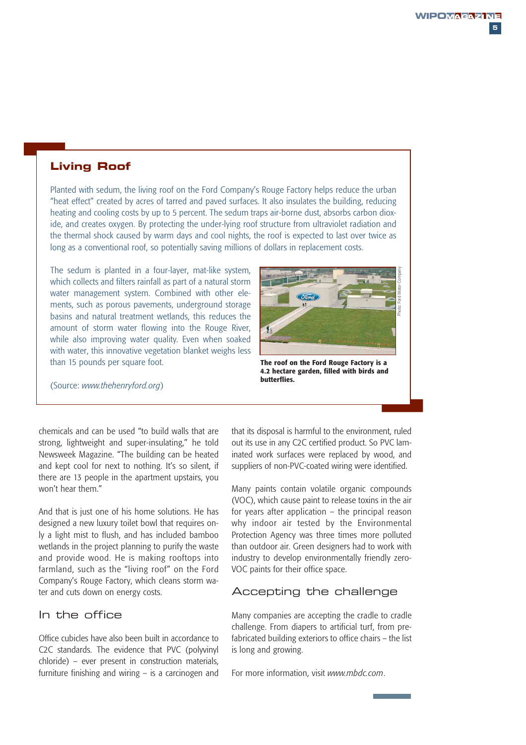## Living Roof

Planted with sedum, the living roof on the Ford Company's Rouge Factory helps reduce the urban "heat effect" created by acres of tarred and paved surfaces. It also insulates the building, reducing heating and cooling costs by up to 5 percent. The sedum traps air-borne dust, absorbs carbon dioxide, and creates oxygen. By protecting the under-lying roof structure from ultraviolet radiation and the thermal shock caused by warm days and cool nights, the roof is expected to last over twice as long as a conventional roof, so potentially saving millions of dollars in replacement costs.

The sedum is planted in a four-layer, mat-like system, which collects and filters rainfall as part of a natural storm water management system. Combined with other elements, such as porous pavements, underground storage basins and natural treatment wetlands, this reduces the amount of storm water flowing into the Rouge River, while also improving water quality. Even when soaked with water, this innovative vegetation blanket weighs less than 15 pounds per square foot.

Photo: Ford Motor Company

**The roof on the Ford Rouge Factory is a 4.2 hectare garden, filled with birds and butterflies.**

(Source: *www.thehenryford.org*)

chemicals and can be used "to build walls that are strong, lightweight and super-insulating," he told Newsweek Magazine. "The building can be heated and kept cool for next to nothing. It's so silent, if there are 13 people in the apartment upstairs, you won't hear them."

And that is just one of his home solutions. He has designed a new luxury toilet bowl that requires only a light mist to flush, and has included bamboo wetlands in the project planning to purify the waste and provide wood. He is making rooftops into farmland, such as the "living roof" on the Ford Company's Rouge Factory, which cleans storm water and cuts down on energy costs.

### In the office

Office cubicles have also been built in accordance to C2C standards. The evidence that PVC (polyvinyl chloride) – ever present in construction materials, furniture finishing and wiring – is a carcinogen and that its disposal is harmful to the environment, ruled out its use in any C2C certified product. So PVC laminated work surfaces were replaced by wood, and suppliers of non-PVC-coated wiring were identified.

Many paints contain volatile organic compounds (VOC), which cause paint to release toxins in the air for years after application – the principal reason why indoor air tested by the Environmental Protection Agency was three times more polluted than outdoor air. Green designers had to work with industry to develop environmentally friendly zero-VOC paints for their office space.

### Accepting the challenge

Many companies are accepting the cradle to cradle challenge. From diapers to artificial turf, from prefabricated building exteriors to office chairs – the list is long and growing.

For more information, visit *www.mbdc.com*.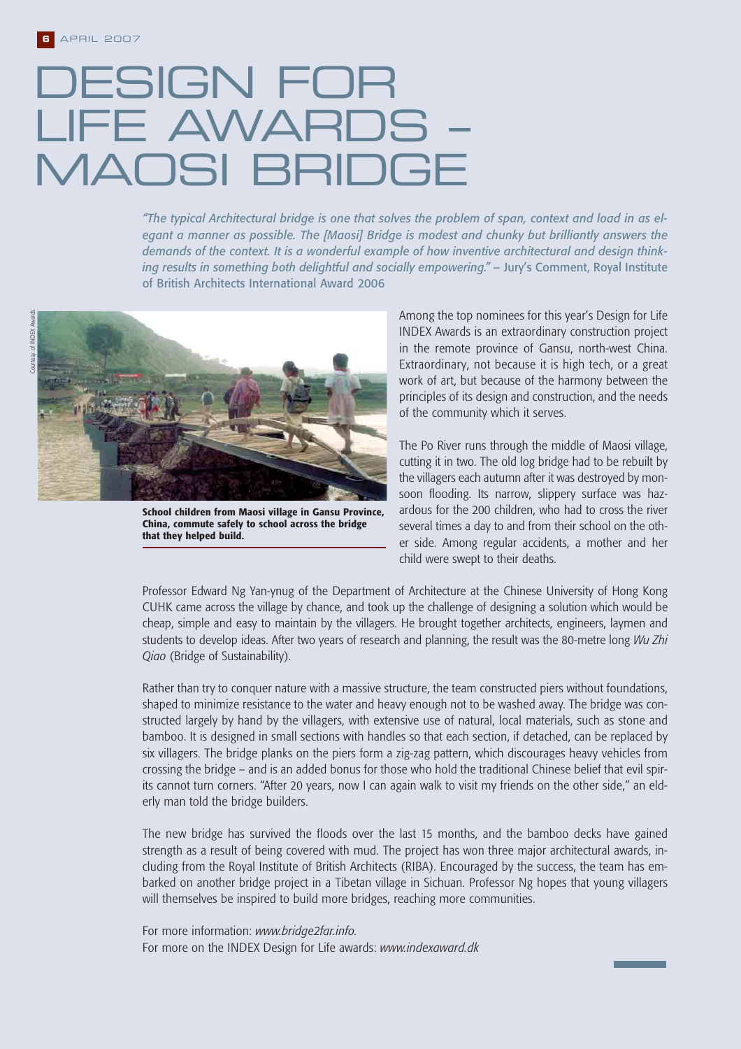# DESIGN FOR LIFE AWARDS – MAOSI BRIDGE

*"The typical Architectural bridge is one that solves the problem of span, context and load in as elegant a manner as possible. The [Maosi] Bridge is modest and chunky but brilliantly answers the demands of the context. It is a wonderful example of how inventive architectural and design thinking results in something both delightful and socially empowering."* – Jury's Comment, Royal Institute of British Architects International Award 2006

Courtesy of INDEX Awards

**School children from Maosi village in Gansu Province, China, commute safely to school across the bridge that they helped build.**

Among the top nominees for this year's Design for Life INDEX Awards is an extraordinary construction project in the remote province of Gansu, north-west China. Extraordinary, not because it is high tech, or a great work of art, but because of the harmony between the principles of its design and construction, and the needs of the community which it serves.

The Po River runs through the middle of Maosi village, cutting it in two. The old log bridge had to be rebuilt by the villagers each autumn after it was destroyed by monsoon flooding. Its narrow, slippery surface was hazardous for the 200 children, who had to cross the river several times a day to and from their school on the other side. Among regular accidents, a mother and her child were swept to their deaths.

Professor Edward Ng Yan-ynug of the Department of Architecture at the Chinese University of Hong Kong CUHK came across the village by chance, and took up the challenge of designing a solution which would be cheap, simple and easy to maintain by the villagers. He brought together architects, engineers, laymen and students to develop ideas. After two years of research and planning, the result was the 80-metre long *Wu Zhi Qiao* (Bridge of Sustainability).

Rather than try to conquer nature with a massive structure, the team constructed piers without foundations, shaped to minimize resistance to the water and heavy enough not to be washed away. The bridge was constructed largely by hand by the villagers, with extensive use of natural, local materials, such as stone and bamboo. It is designed in small sections with handles so that each section, if detached, can be replaced by six villagers. The bridge planks on the piers form a zig-zag pattern, which discourages heavy vehicles from crossing the bridge – and is an added bonus for those who hold the traditional Chinese belief that evil spirits cannot turn corners. "After 20 years, now I can again walk to visit my friends on the other side," an elderly man told the bridge builders.

The new bridge has survived the floods over the last 15 months, and the bamboo decks have gained strength as a result of being covered with mud. The project has won three major architectural awards, including from the Royal Institute of British Architects (RIBA). Encouraged by the success, the team has embarked on another bridge project in a Tibetan village in Sichuan. Professor Ng hopes that young villagers will themselves be inspired to build more bridges, reaching more communities.

For more information: *www.bridge2far.info.*
For more on the INDEX Design for Life awards: *www.indexaward.dk*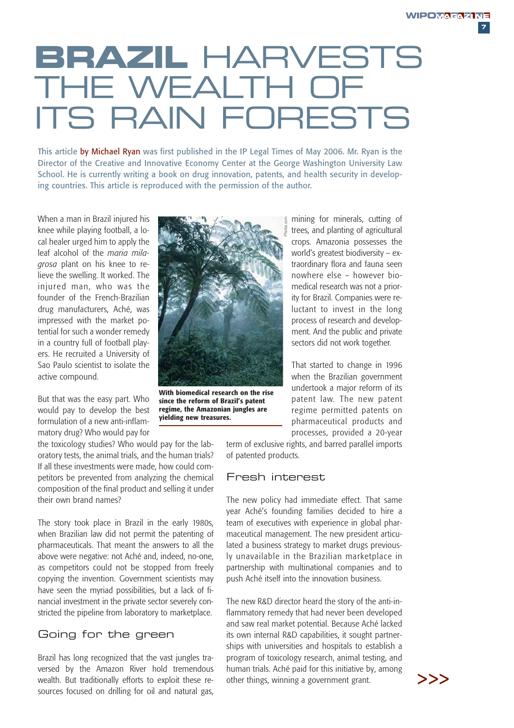# BRAZIL HARVESTS THE WEALTH OF ITS RAIN FORESTS

This article by Michael Ryan was first published in the IP Legal Times of May 2006. Mr. Ryan is the Director of the Creative and Innovative Economy Center at the George Washington University Law School. He is currently writing a book on drug innovation, patents, and health security in developing countries. This article is reproduced with the permission of the author.

When a man in Brazil injured his knee while playing football, a local healer urged him to apply the leaf alcohol of the *maria milagrosa* plant on his knee to relieve the swelling. It worked. The injured man, who was the founder of the French-Brazilian drug manufacturers, Aché, was impressed with the market potential for such a wonder remedy in a country full of football players. He recruited a University of Sao Paulo scientist to isolate the active compound.

But that was the easy part. Who would pay to develop the best formulation of a new anti-inflammatory drug? Who would pay for the toxicology studies? Who would pay for the laboratory tests, the animal trials, and the human trials? If all these investments were made, how could competitors be prevented from analyzing the chemical composition of the final product and selling it under their own brand names?

The story took place in Brazil in the early 1980s, when Brazilian law did not permit the patenting of pharmaceuticals. That meant the answers to all the above were negative: not Aché and, indeed, no-one, as competitors could not be stopped from freely copying the invention. Government scientists may have seen the myriad possibilities, but a lack of financial investment in the private sector severely constricted the pipeline from laboratory to marketplace.

With biomedical research on the rise since the reform of Brazil's patent regime, the Amazonian jungles are yielding new treasures.

## Going for the green

Brazil has long recognized that the vast jungles traversed by the Amazon River hold tremendous wealth. But traditionally efforts to exploit these resources focused on drilling for oil and natural gas, mining for minerals, cutting of trees, and planting of agricultural crops. Amazonia possesses the world's greatest biodiversity – extraordinary flora and fauna seen nowhere else – however biomedical research was not a priority for Brazil. Companies were reluctant to invest in the long process of research and development. And the public and private sectors did not work together.

That started to change in 1996 when the Brazilian government undertook a major reform of its patent law. The new patent regime permitted patents on pharmaceutical products and processes, provided a 20-year term of exclusive rights, and barred parallel imports of patented products.

## Fresh interest

The new policy had immediate effect. That same year Aché's founding families decided to hire a team of executives with experience in global pharmaceutical management. The new president articulated a business strategy to market drugs previously unavailable in the Brazilian marketplace in partnership with multinational companies and to push Aché itself into the innovation business.

The new R&D director heard the story of the anti-inflammatory remedy that had never been developed and saw real market potential. Because Aché lacked its own internal R&D capabilities, it sought partnerships with universities and hospitals to establish a program of toxicology research, animal testing, and human trials. Aché paid for this initiative by, among other things, winning a government grant.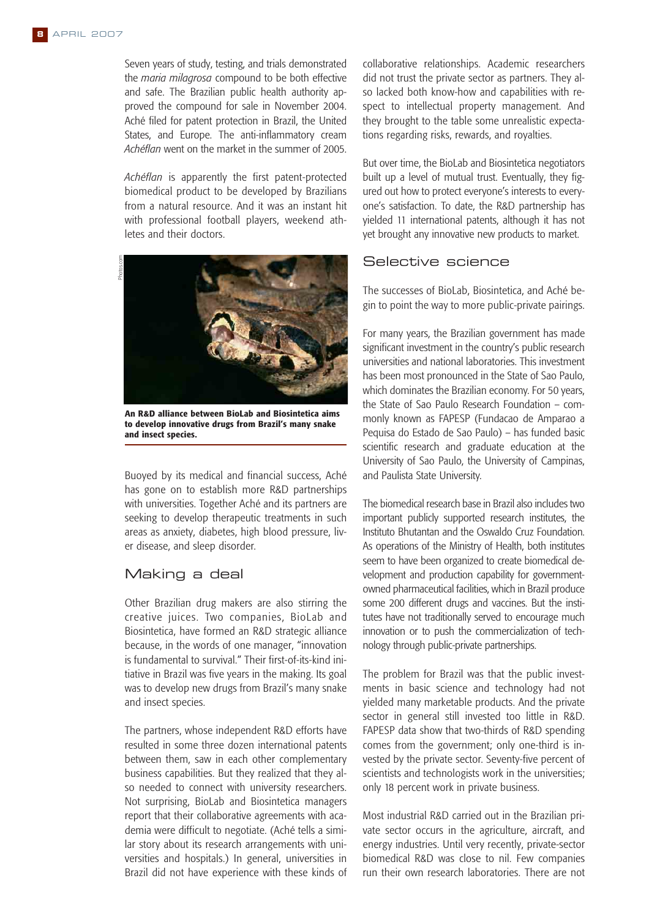Seven years of study, testing, and trials demonstrated the *maria milagrosa* compound to be both effective and safe. The Brazilian public health authority approved the compound for sale in November 2004. Aché filed for patent protection in Brazil, the United States, and Europe. The anti-inflammatory cream *Achéflan* went on the market in the summer of 2005.

*Achéflan* is apparently the first patent-protected biomedical product to be developed by Brazilians from a natural resource. And it was an instant hit with professional football players, weekend athletes and their doctors.

**An R&D alliance between BioLab and Biosintetica aims to develop innovative drugs from Brazil's many snake and insect species.**

Buoyed by its medical and financial success, Aché has gone on to establish more R&D partnerships with universities. Together Aché and its partners are seeking to develop therapeutic treatments in such areas as anxiety, diabetes, high blood pressure, liver disease, and sleep disorder.

## Making a deal

Other Brazilian drug makers are also stirring the creative juices. Two companies, BioLab and Biosintetica, have formed an R&D strategic alliance because, in the words of one manager, "innovation is fundamental to survival." Their first-of-its-kind initiative in Brazil was five years in the making. Its goal was to develop new drugs from Brazil's many snake and insect species.

The partners, whose independent R&D efforts have resulted in some three dozen international patents between them, saw in each other complementary business capabilities. But they realized that they also needed to connect with university researchers. Not surprising, BioLab and Biosintetica managers report that their collaborative agreements with academia were difficult to negotiate. (Aché tells a similar story about its research arrangements with universities and hospitals.) In general, universities in Brazil did not have experience with these kinds of collaborative relationships. Academic researchers did not trust the private sector as partners. They also lacked both know-how and capabilities with respect to intellectual property management. And they brought to the table some unrealistic expectations regarding risks, rewards, and royalties.

But over time, the BioLab and Biosintetica negotiators built up a level of mutual trust. Eventually, they figured out how to protect everyone's interests to everyone's satisfaction. To date, the R&D partnership has yielded 11 international patents, although it has not yet brought any innovative new products to market.

## Selective science

The successes of BioLab, Biosintetica, and Aché begin to point the way to more public-private pairings.

For many years, the Brazilian government has made significant investment in the country's public research universities and national laboratories. This investment has been most pronounced in the State of Sao Paulo, which dominates the Brazilian economy. For 50 years, the State of Sao Paulo Research Foundation – commonly known as FAPESP (Fundacao de Amparao a Pequisa do Estado de Sao Paulo) – has funded basic scientific research and graduate education at the University of Sao Paulo, the University of Campinas, and Paulista State University.

The biomedical research base in Brazil also includes two important publicly supported research institutes, the Instituto Bhutantan and the Oswaldo Cruz Foundation. As operations of the Ministry of Health, both institutes seem to have been organized to create biomedical development and production capability for government-owned pharmaceutical facilities, which in Brazil produce some 200 different drugs and vaccines. But the institutes have not traditionally served to encourage much innovation or to push the commercialization of technology through public-private partnerships.

The problem for Brazil was that the public investments in basic science and technology had not yielded many marketable products. And the private sector in general still invested too little in R&D. FAPESP data show that two-thirds of R&D spending comes from the government; only one-third is invested by the private sector. Seventy-five percent of scientists and technologists work in the universities; only 18 percent work in private business.

Most industrial R&D carried out in the Brazilian private sector occurs in the agriculture, aircraft, and energy industries. Until very recently, private-sector biomedical R&D was close to nil. Few companies run their own research laboratories. There are not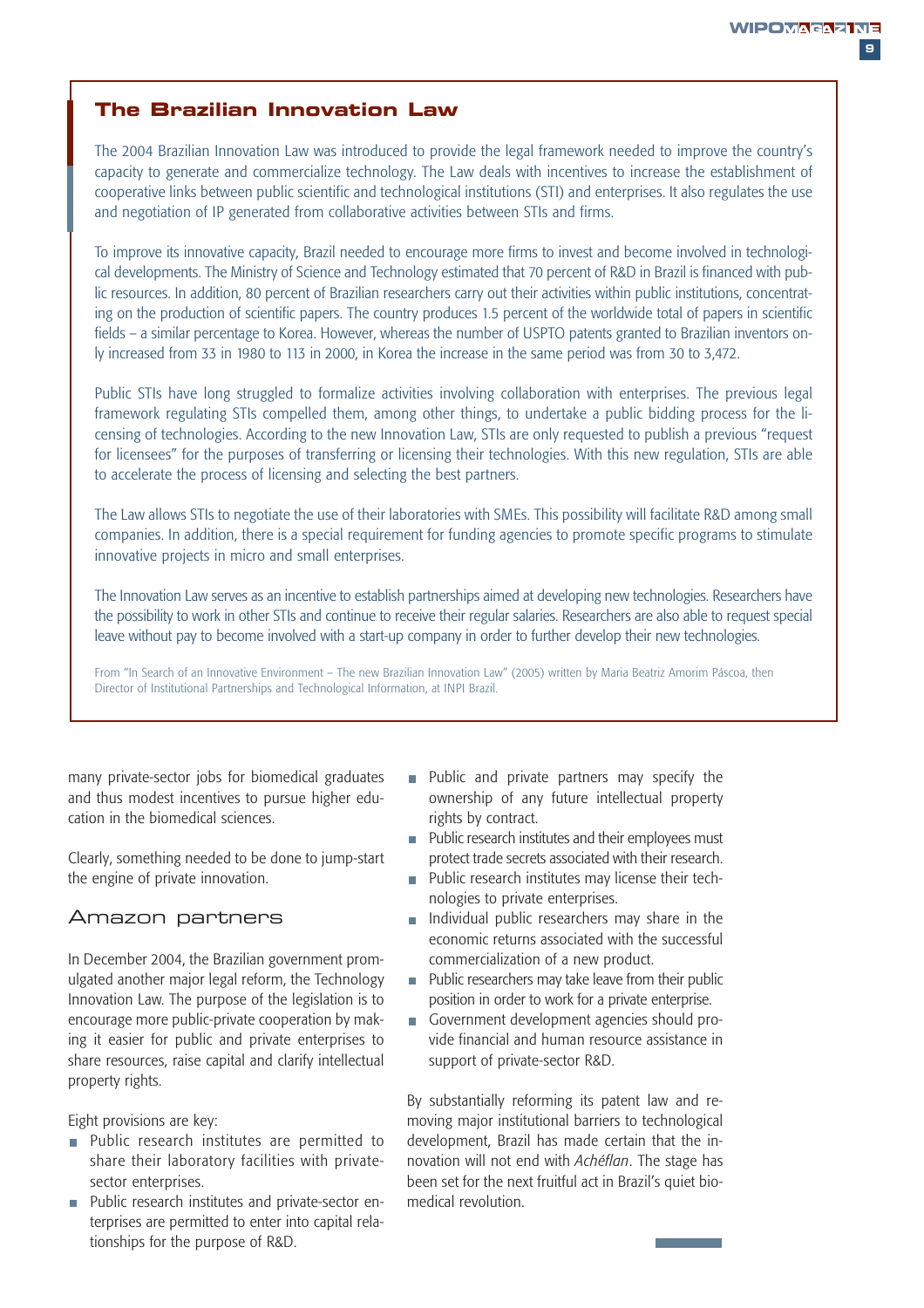## The Brazilian Innovation Law

The 2004 Brazilian Innovation Law was introduced to provide the legal framework needed to improve the country's capacity to generate and commercialize technology. The Law deals with incentives to increase the establishment of cooperative links between public scientific and technological institutions (STI) and enterprises. It also regulates the use and negotiation of IP generated from collaborative activities between STIs and firms.

To improve its innovative capacity, Brazil needed to encourage more firms to invest and become involved in technological developments. The Ministry of Science and Technology estimated that 70 percent of R&D in Brazil is financed with public resources. In addition, 80 percent of Brazilian researchers carry out their activities within public institutions, concentrating on the production of scientific papers. The country produces 1.5 percent of the worldwide total of papers in scientific fields – a similar percentage to Korea. However, whereas the number of USPTO patents granted to Brazilian inventors only increased from 33 in 1980 to 113 in 2000, in Korea the increase in the same period was from 30 to 3,472.

Public STIs have long struggled to formalize activities involving collaboration with enterprises. The previous legal framework regulating STIs compelled them, among other things, to undertake a public bidding process for the licensing of technologies. According to the new Innovation Law, STIs are only requested to publish a previous "request for licensees" for the purposes of transferring or licensing their technologies. With this new regulation, STIs are able to accelerate the process of licensing and selecting the best partners.

The Law allows STIs to negotiate the use of their laboratories with SMEs. This possibility will facilitate R&D among small companies. In addition, there is a special requirement for funding agencies to promote specific programs to stimulate innovative projects in micro and small enterprises.

The Innovation Law serves as an incentive to establish partnerships aimed at developing new technologies. Researchers have the possibility to work in other STIs and continue to receive their regular salaries. Researchers are also able to request special leave without pay to become involved with a start-up company in order to further develop their new technologies.

From "In Search of an Innovative Environment – The new Brazilian Innovation Law" (2005) written by Maria Beatriz Amorim Páscoa, then Director of Institutional Partnerships and Technological Information, at INPI Brazil.

many private-sector jobs for biomedical graduates and thus modest incentives to pursue higher education in the biomedical sciences.

Clearly, something needed to be done to jump-start the engine of private innovation.

## Amazon partners

In December 2004, the Brazilian government promulgated another major legal reform, the Technology Innovation Law. The purpose of the legislation is to encourage more public-private cooperation by making it easier for public and private enterprises to share resources, raise capital and clarify intellectual property rights.

Eight provisions are key:

- Public research institutes are permitted to share their laboratory facilities with private-sector enterprises.
- Public research institutes and private-sector enterprises are permitted to enter into capital relationships for the purpose of R&D.
- Public and private partners may specify the ownership of any future intellectual property rights by contract.
- Public research institutes and their employees must protect trade secrets associated with their research.
- Public research institutes may license their technologies to private enterprises.
- Individual public researchers may share in the economic returns associated with the successful commercialization of a new product.
- Public researchers may take leave from their public position in order to work for a private enterprise.
- Government development agencies should provide financial and human resource assistance in support of private-sector R&D.

By substantially reforming its patent law and removing major institutional barriers to technological development, Brazil has made certain that the innovation will not end with *Achéflan*. The stage has been set for the next fruitful act in Brazil's quiet biomedical revolution.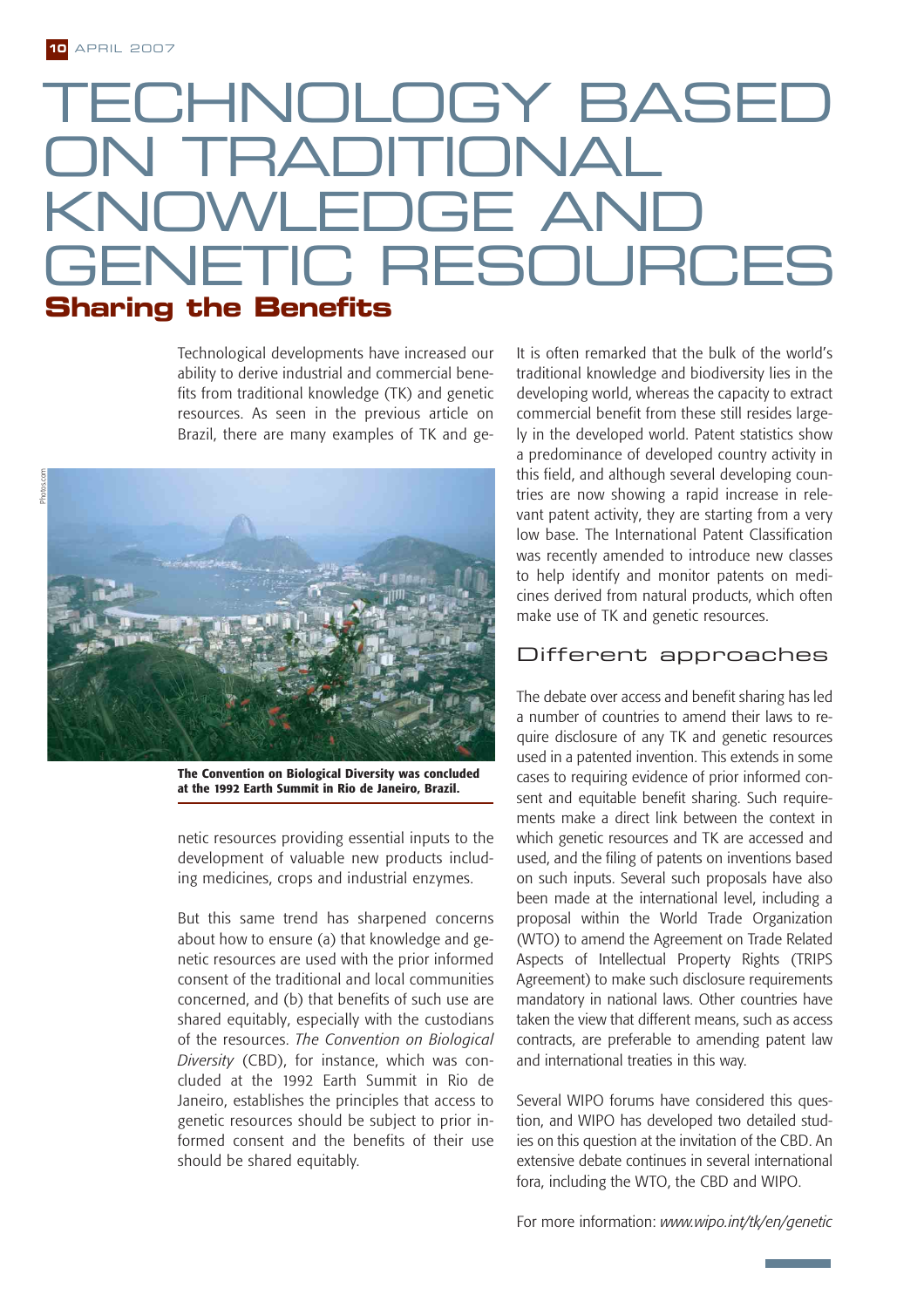# TECHNOLOGY BASED ON TRADITIONAL KNOWLEDGE AND GENETIC RESOURCES

## Sharing the Benefits

Technological developments have increased our ability to derive industrial and commercial benefits from traditional knowledge (TK) and genetic resources. As seen in the previous article on Brazil, there are many examples of TK and genetic resources providing essential inputs to the development of valuable new products including medicines, crops and industrial enzymes.

**The Convention on Biological Diversity was concluded at the 1992 Earth Summit in Rio de Janeiro, Brazil.**

But this same trend has sharpened concerns about how to ensure (a) that knowledge and genetic resources are used with the prior informed consent of the traditional and local communities concerned, and (b) that benefits of such use are shared equitably, especially with the custodians of the resources. *The Convention on Biological Diversity* (CBD), for instance, which was concluded at the 1992 Earth Summit in Rio de Janeiro, establishes the principles that access to genetic resources should be subject to prior informed consent and the benefits of their use should be shared equitably.

It is often remarked that the bulk of the world's traditional knowledge and biodiversity lies in the developing world, whereas the capacity to extract commercial benefit from these still resides largely in the developed world. Patent statistics show a predominance of developed country activity in this field, and although several developing countries are now showing a rapid increase in relevant patent activity, they are starting from a very low base. The International Patent Classification was recently amended to introduce new classes to help identify and monitor patents on medicines derived from natural products, which often make use of TK and genetic resources.

### Different approaches

The debate over access and benefit sharing has led a number of countries to amend their laws to require disclosure of any TK and genetic resources used in a patented invention. This extends in some cases to requiring evidence of prior informed consent and equitable benefit sharing. Such requirements make a direct link between the context in which genetic resources and TK are accessed and used, and the filing of patents on inventions based on such inputs. Several such proposals have also been made at the international level, including a proposal within the World Trade Organization (WTO) to amend the Agreement on Trade Related Aspects of Intellectual Property Rights (TRIPS Agreement) to make such disclosure requirements mandatory in national laws. Other countries have taken the view that different means, such as access contracts, are preferable to amending patent law and international treaties in this way.

Several WIPO forums have considered this question, and WIPO has developed two detailed studies on this question at the invitation of the CBD. An extensive debate continues in several international fora, including the WTO, the CBD and WIPO.

For more information: *www.wipo.int/tk/en/genetic*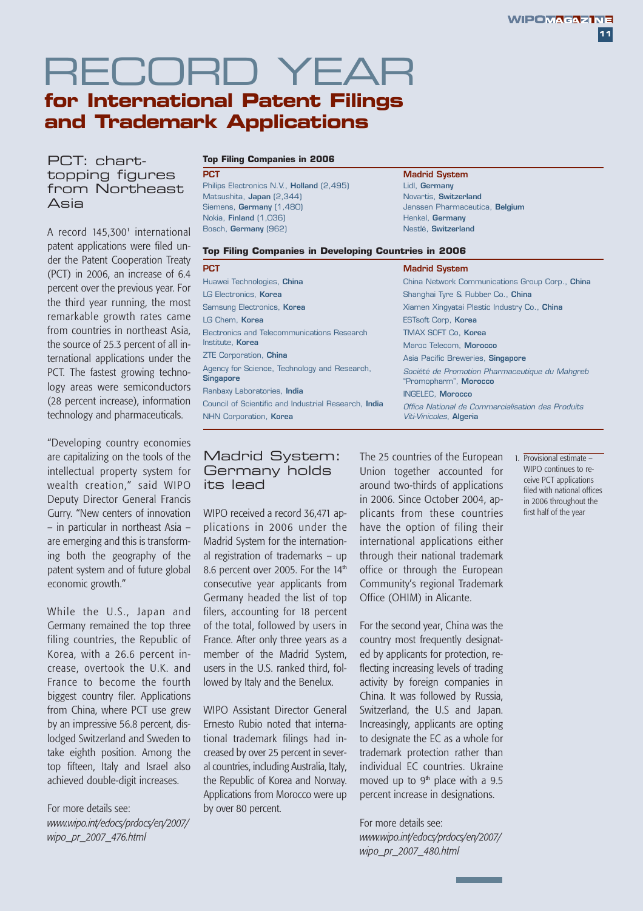# RECORD YEAR

## for International Patent Filings and Trademark Applications

### Top Filing Companies in 2006

| PCT | Madrid System |
|---|---|
| Philips Electronics N.V., **Holland** (2,495) | Lidl, **Germany** |
| Matsushita, **Japan** (2,344) | Novartis, **Switzerland** |
| Siemens, **Germany** (1,480) | Janssen Pharmaceutica, **Belgium** |
| Nokia, **Finland** (1,036) | Henkel, **Germany** |
| Bosch, **Germany** (962) | Nestlé, **Switzerland** |

### Top Filing Companies in Developing Countries in 2006

| PCT | Madrid System |
|---|---|
| Huawei Technologies, **China** | China Network Communications Group Corp., **China** |
| LG Electronics, **Korea** | Shanghai Tyre & Rubber Co., **China** |
| Samsung Electronics, **Korea** | Xiamen Xingyatai Plastic Industry Co., **China** |
| LG Chem, **Korea** | ESTsoft Corp, **Korea** |
| Electronics and Telecommunications Research Institute, **Korea** | TMAX SOFT Co, **Korea** |
| ZTE Corporation, **China** | Maroc Telecom, **Morocco** |
| Agency for Science, Technology and Research, **Singapore** | Asia Pacific Breweries, **Singapore** |
| Ranbaxy Laboratories, **India** | *Société de Promotion Pharmaceutique du Mahgreb* "Promopharm", **Morocco** |
| Council of Scientific and Industrial Research, **India** | INGELEC, **Morocco** |
| NHN Corporation, **Korea** | *Office National de Commercialisation des Produits Viti-Vinicoles*, **Algeria** |

## PCT: chart-topping figures from Northeast Asia

A record 145,300[1] international patent applications were filed under the Patent Cooperation Treaty (PCT) in 2006, an increase of 6.4 percent over the previous year. For the third year running, the most remarkable growth rates came from countries in northeast Asia, the source of 25.3 percent of all international applications under the PCT. The fastest growing technology areas were semiconductors (28 percent increase), information technology and pharmaceuticals.

"Developing country economies are capitalizing on the tools of the intellectual property system for wealth creation," said WIPO Deputy Director General Francis Gurry. "New centers of innovation – in particular in northeast Asia – are emerging and this is transforming both the geography of the patent system and of future global economic growth."

While the U.S., Japan and Germany remained the top three filing countries, the Republic of Korea, with a 26.6 percent increase, overtook the U.K. and France to become the fourth biggest country filer. Applications from China, where PCT use grew by an impressive 56.8 percent, dislodged Switzerland and Sweden to take eighth position. Among the top fifteen, Italy and Israel also achieved double-digit increases.

For more details see:
*www.wipo.int/edocs/prdocs/en/2007/wipo_pr_2007_476.html*

## Madrid System: Germany holds its lead

WIPO received a record 36,471 applications in 2006 under the Madrid System for the international registration of trademarks – up 8.6 percent over 2005. For the 14th consecutive year applicants from Germany headed the list of top filers, accounting for 18 percent of the total, followed by users in France. After only three years as a member of the Madrid System, users in the U.S. ranked third, followed by Italy and the Benelux.

WIPO Assistant Director General Ernesto Rubio noted that international trademark filings had increased by over 25 percent in several countries, including Australia, Italy, the Republic of Korea and Norway. Applications from Morocco were up by over 80 percent.

The 25 countries of the European Union together accounted for around two-thirds of applications in 2006. Since October 2004, applicants from these countries have the option of filing their international applications either through their national trademark office or through the European Community's regional Trademark Office (OHIM) in Alicante.

For the second year, China was the country most frequently designated by applicants for protection, reflecting increasing levels of trading activity by foreign companies in China. It was followed by Russia, Switzerland, the U.S and Japan. Increasingly, applicants are opting to designate the EC as a whole for trademark protection rather than individual EC countries. Ukraine moved up to 9th place with a 9.5 percent increase in designations.

For more details see:
*www.wipo.int/edocs/prdocs/en/2007/wipo_pr_2007_480.html*

1. Provisional estimate – WIPO continues to receive PCT applications filed with national offices in 2006 throughout the first half of the year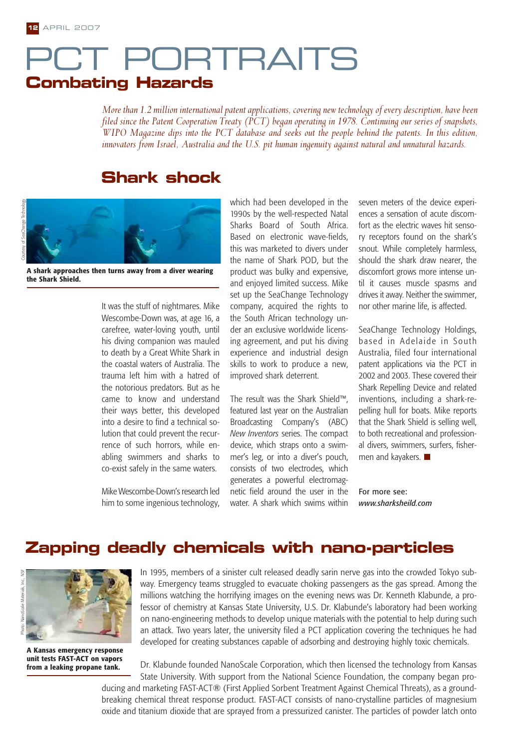# PCT PORTRAITS

## Combating Hazards

*More than 1.2 million international patent applications, covering new technology of every description, have been filed since the Patent Cooperation Treaty (PCT) began operating in 1978. Continuing our series of snapshots, WIPO Magazine dips into the PCT database and seeks out the people behind the patents. In this edition, innovators from Israel, Australia and the U.S. pit human ingenuity against natural and unnatural hazards.*

## Shark shock

Courtesy of SeaChange Technology

**A shark approaches then turns away from a diver wearing the Shark Shield.**

It was the stuff of nightmares. Mike Wescombe-Down was, at age 16, a carefree, water-loving youth, until his diving companion was mauled to death by a Great White Shark in the coastal waters of Australia. The trauma left him with a hatred of the notorious predators. But as he came to know and understand their ways better, this developed into a desire to find a technical solution that could prevent the recurrence of such horrors, while enabling swimmers and sharks to co-exist safely in the same waters.

Mike Wescombe-Down's research led him to some ingenious technology, which had been developed in the 1990s by the well-respected Natal Sharks Board of South Africa. Based on electronic wave-fields, this was marketed to divers under the name of Shark POD, but the product was bulky and expensive, and enjoyed limited success. Mike set up the SeaChange Technology company, acquired the rights to the South African technology under an exclusive worldwide licensing agreement, and put his diving experience and industrial design skills to work to produce a new, improved shark deterrent.

The result was the Shark Shield™, featured last year on the Australian Broadcasting Company's (ABC) *New Inventors* series. The compact device, which straps onto a swimmer's leg, or into a diver's pouch, consists of two electrodes, which generates a powerful electromagnetic field around the user in the water. A shark which swims within seven meters of the device experiences a sensation of acute discomfort as the electric waves hit sensory receptors found on the shark's snout. While completely harmless, should the shark draw nearer, the discomfort grows more intense until it causes muscle spasms and drives it away. Neither the swimmer, nor other marine life, is affected.

SeaChange Technology Holdings, based in Adelaide in South Australia, filed four international patent applications via the PCT in 2002 and 2003. These covered their Shark Repelling Device and related inventions, including a shark-repelling hull for boats. Mike reports that the Shark Shield is selling well, to both recreational and professional divers, swimmers, surfers, fishermen and kayakers. ■

For more see: *www.sharksheild.com*

## Zapping deadly chemicals with nano-particles

Photo: NanoScale Materials, Inc., NSF

**A Kansas emergency response unit tests FAST-ACT on vapors from a leaking propane tank.**

In 1995, members of a sinister cult released deadly sarin nerve gas into the crowded Tokyo subway. Emergency teams struggled to evacuate choking passengers as the gas spread. Among the millions watching the horrifying images on the evening news was Dr. Kenneth Klabunde, a professor of chemistry at Kansas State University, U.S. Dr. Klabunde's laboratory had been working on nano-engineering methods to develop unique materials with the potential to help during such an attack. Two years later, the university filed a PCT application covering the techniques he had developed for creating substances capable of adsorbing and destroying highly toxic chemicals.

Dr. Klabunde founded NanoScale Corporation, which then licensed the technology from Kansas State University. With support from the National Science Foundation, the company began producing and marketing FAST-ACT® (First Applied Sorbent Treatment Against Chemical Threats), as a groundbreaking chemical threat response product. FAST-ACT consists of nano-crystalline particles of magnesium oxide and titanium dioxide that are sprayed from a pressurized canister. The particles of powder latch onto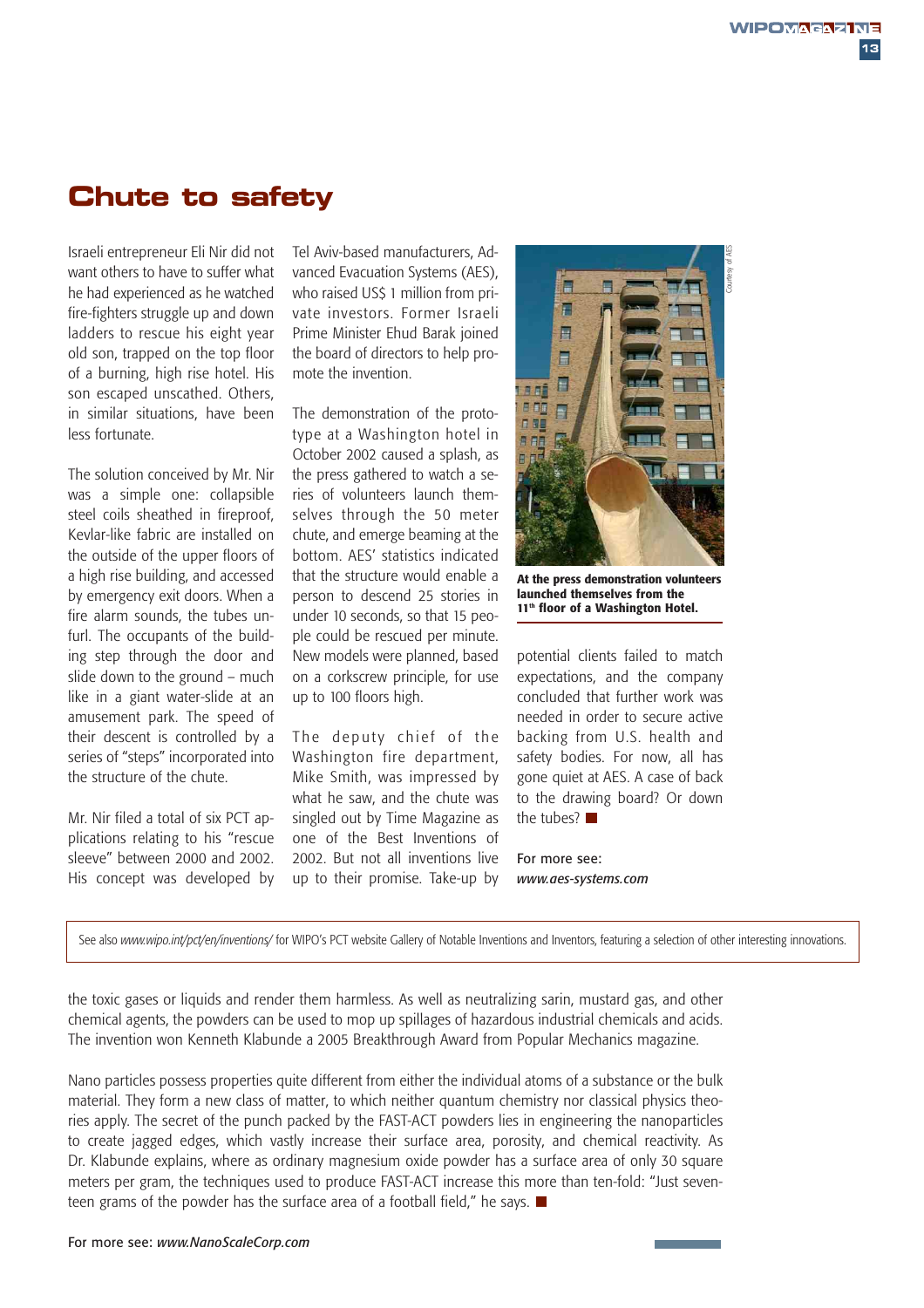## Chute to safety

Israeli entrepreneur Eli Nir did not want others to have to suffer what he had experienced as he watched fire-fighters struggle up and down ladders to rescue his eight year old son, trapped on the top floor of a burning, high rise hotel. His son escaped unscathed. Others, in similar situations, have been less fortunate.

The solution conceived by Mr. Nir was a simple one: collapsible steel coils sheathed in fireproof, Kevlar-like fabric are installed on the outside of the upper floors of a high rise building, and accessed by emergency exit doors. When a fire alarm sounds, the tubes unfurl. The occupants of the building step through the door and slide down to the ground – much like in a giant water-slide at an amusement park. The speed of their descent is controlled by a series of "steps" incorporated into the structure of the chute.

Mr. Nir filed a total of six PCT applications relating to his "rescue sleeve" between 2000 and 2002. His concept was developed by Tel Aviv-based manufacturers, Advanced Evacuation Systems (AES), who raised US$ 1 million from private investors. Former Israeli Prime Minister Ehud Barak joined the board of directors to help promote the invention.

The demonstration of the prototype at a Washington hotel in October 2002 caused a splash, as the press gathered to watch a series of volunteers launch themselves through the 50 meter chute, and emerge beaming at the bottom. AES' statistics indicated that the structure would enable a person to descend 25 stories in under 10 seconds, so that 15 people could be rescued per minute. New models were planned, based on a corkscrew principle, for use up to 100 floors high.

The deputy chief of the Washington fire department, Mike Smith, was impressed by what he saw, and the chute was singled out by Time Magazine as one of the Best Inventions of 2002. But not all inventions live up to their promise. Take-up by potential clients failed to match expectations, and the company concluded that further work was needed in order to secure active backing from U.S. health and safety bodies. For now, all has gone quiet at AES. A case of back to the drawing board? Or down the tubes? ■

Courtesy of AES

**At the press demonstration volunteers launched themselves from the 11th floor of a Washington Hotel.**

For more see: *www.aes-systems.com*

See also *www.wipo.int/pct/en/inventions/* for WIPO's PCT website Gallery of Notable Inventions and Inventors, featuring a selection of other interesting innovations.

the toxic gases or liquids and render them harmless. As well as neutralizing sarin, mustard gas, and other chemical agents, the powders can be used to mop up spillages of hazardous industrial chemicals and acids. The invention won Kenneth Klabunde a 2005 Breakthrough Award from Popular Mechanics magazine.

Nano particles possess properties quite different from either the individual atoms of a substance or the bulk material. They form a new class of matter, to which neither quantum chemistry nor classical physics theories apply. The secret of the punch packed by the FAST-ACT powders lies in engineering the nanoparticles to create jagged edges, which vastly increase their surface area, porosity, and chemical reactivity. As Dr. Klabunde explains, where as ordinary magnesium oxide powder has a surface area of only 30 square meters per gram, the techniques used to produce FAST-ACT increase this more than ten-fold: "Just seventeen grams of the powder has the surface area of a football field," he says. ■

For more see: *www.NanoScaleCorp.com*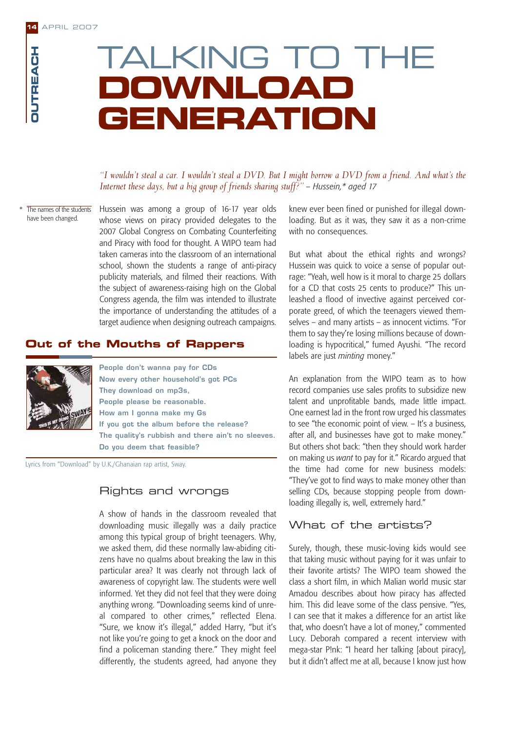# TALKING TO THE DOWNLOAD GENERATION

*"I wouldn't steal a car. I wouldn't steal a DVD. But I might borrow a DVD from a friend. And what's the Internet these days, but a big group of friends sharing stuff?" – Hussein,* aged 17*

\* The names of the students have been changed.

Hussein was among a group of 16-17 year olds whose views on piracy provided delegates to the 2007 Global Congress on Combating Counterfeiting and Piracy with food for thought. A WIPO team had taken cameras into the classroom of an international school, shown the students a range of anti-piracy publicity materials, and filmed their reactions. With the subject of awareness-raising high on the Global Congress agenda, the film was intended to illustrate the importance of understanding the attitudes of a target audience when designing outreach campaigns.

## Out of the Mouths of Rappers

**People don't wanna pay for CDs**
**Now every other household's got PCs**
**They download on mp3s,**
**People please be reasonable.**
**How am I gonna make my Gs**
**If you got the album before the release?**
**The quality's rubbish and there ain't no sleeves.**
**Do you deem that feasible?**

Lyrics from "Download" by U.K./Ghanaian rap artist, Sway.

## Rights and wrongs

A show of hands in the classroom revealed that downloading music illegally was a daily practice among this typical group of bright teenagers. Why, we asked them, did these normally law-abiding citizens have no qualms about breaking the law in this particular area? It was clearly not through lack of awareness of copyright law. The students were well informed. Yet they did not feel that they were doing anything wrong. "Downloading seems kind of unreal compared to other crimes," reflected Elena. "Sure, we know it's illegal," added Harry, "but it's not like you're going to get a knock on the door and find a policeman standing there." They might feel differently, the students agreed, had anyone they knew ever been fined or punished for illegal downloading. But as it was, they saw it as a non-crime with no consequences.

But what about the ethical rights and wrongs? Hussein was quick to voice a sense of popular outrage: "Yeah, well how is it moral to charge 25 dollars for a CD that costs 25 cents to produce?" This unleashed a flood of invective against perceived corporate greed, of which the teenagers viewed themselves – and many artists – as innocent victims. "For them to say they're losing millions because of downloading is hypocritical," fumed Ayushi. "The record labels are just *minting* money."

An explanation from the WIPO team as to how record companies use sales profits to subsidize new talent and unprofitable bands, made little impact. One earnest lad in the front row urged his classmates to see "the economic point of view. – It's a business, after all, and businesses have got to make money." But others shot back: "then they should work harder on making us *want* to pay for it." Ricardo argued that the time had come for new business models: "They've got to find ways to make money other than selling CDs, because stopping people from downloading illegally is, well, extremely hard."

## What of the artists?

Surely, though, these music-loving kids would see that taking music without paying for it was unfair to their favorite artists? The WIPO team showed the class a short film, in which Malian world music star Amadou describes about how piracy has affected him. This did leave some of the class pensive. "Yes, I can see that it makes a difference for an artist like that, who doesn't have a lot of money," commented Lucy. Deborah compared a recent interview with mega-star P!nk: "I heard her talking [about piracy], but it didn't affect me at all, because I know just how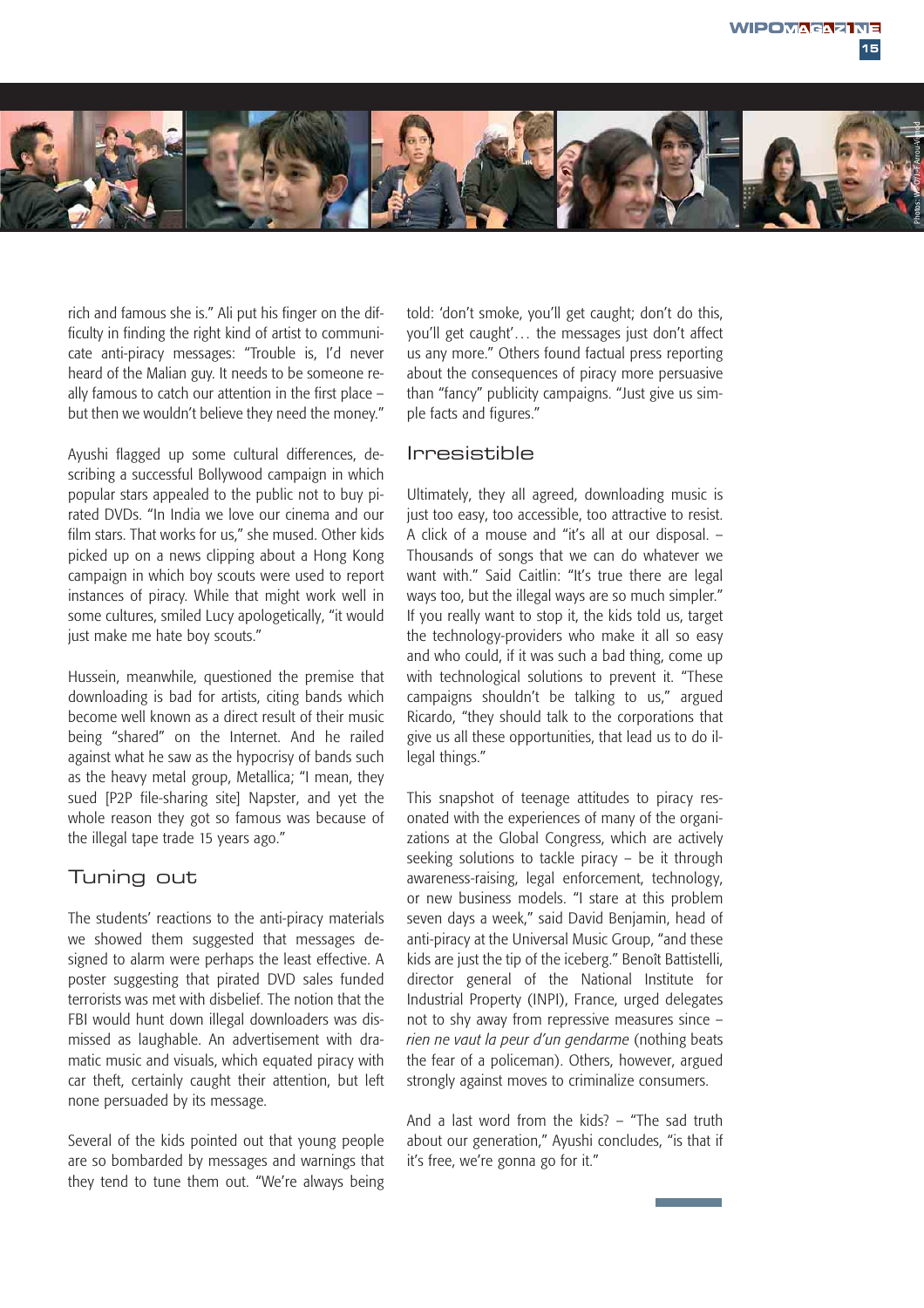rich and famous she is." Ali put his finger on the difficulty in finding the right kind of artist to communicate anti-piracy messages: "Trouble is, I'd never heard of the Malian guy. It needs to be someone really famous to catch our attention in the first place – but then we wouldn't believe they need the money."

Ayushi flagged up some cultural differences, describing a successful Bollywood campaign in which popular stars appealed to the public not to buy pirated DVDs. "In India we love our cinema and our film stars. That works for us," she mused. Other kids picked up on a news clipping about a Hong Kong campaign in which boy scouts were used to report instances of piracy. While that might work well in some cultures, smiled Lucy apologetically, "it would just make me hate boy scouts."

Hussein, meanwhile, questioned the premise that downloading is bad for artists, citing bands which become well known as a direct result of their music being "shared" on the Internet. And he railed against what he saw as the hypocrisy of bands such as the heavy metal group, Metallica; "I mean, they sued [P2P file-sharing site] Napster, and yet the whole reason they got so famous was because of the illegal tape trade 15 years ago."

## Tuning out

The students' reactions to the anti-piracy materials we showed them suggested that messages designed to alarm were perhaps the least effective. A poster suggesting that pirated DVD sales funded terrorists was met with disbelief. The notion that the FBI would hunt down illegal downloaders was dismissed as laughable. An advertisement with dramatic music and visuals, which equated piracy with car theft, certainly caught their attention, but left none persuaded by its message.

Several of the kids pointed out that young people are so bombarded by messages and warnings that they tend to tune them out. "We're always being told: 'don't smoke, you'll get caught; don't do this, you'll get caught'… the messages just don't affect us any more." Others found factual press reporting about the consequences of piracy more persuasive than "fancy" publicity campaigns. "Just give us simple facts and figures."

## Irresistible

Ultimately, they all agreed, downloading music is just too easy, too accessible, too attractive to resist. A click of a mouse and "it's all at our disposal. – Thousands of songs that we can do whatever we want with." Said Caitlin: "It's true there are legal ways too, but the illegal ways are so much simpler." If you really want to stop it, the kids told us, target the technology-providers who make it all so easy and who could, if it was such a bad thing, come up with technological solutions to prevent it. "These campaigns shouldn't be talking to us," argued Ricardo, "they should talk to the corporations that give us all these opportunities, that lead us to do illegal things."

This snapshot of teenage attitudes to piracy resonated with the experiences of many of the organizations at the Global Congress, which are actively seeking solutions to tackle piracy – be it through awareness-raising, legal enforcement, technology, or new business models. "I stare at this problem seven days a week," said David Benjamin, head of anti-piracy at the Universal Music Group, "and these kids are just the tip of the iceberg." Benoît Battistelli, director general of the National Institute for Industrial Property (INPI), France, urged delegates not to shy away from repressive measures since – *rien ne vaut la peur d'un gendarme* (nothing beats the fear of a policeman). Others, however, argued strongly against moves to criminalize consumers.

And a last word from the kids? – "The sad truth about our generation," Ayushi concludes, "is that if it's free, we're gonna go for it."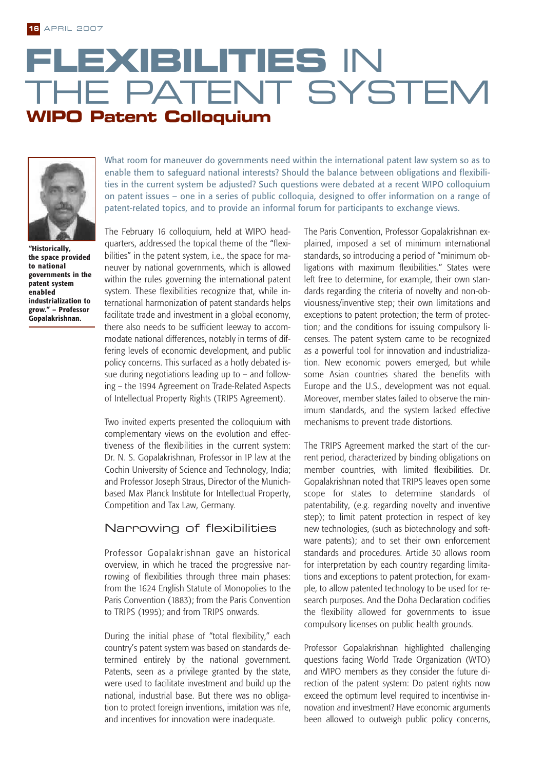# FLEXIBILITIES IN THE PATENT SYSTEM

## WIPO Patent Colloquium

**"Historically, the space provided to national governments in the patent system enabled industrialization to grow." – Professor Gopalakrishnan.**

What room for maneuver do governments need within the international patent law system so as to enable them to safeguard national interests? Should the balance between obligations and flexibilities in the current system be adjusted? Such questions were debated at a recent WIPO colloquium on patent issues – one in a series of public colloquia, designed to offer information on a range of patent-related topics, and to provide an informal forum for participants to exchange views.

The February 16 colloquium, held at WIPO headquarters, addressed the topical theme of the "flexibilities" in the patent system, i.e., the space for maneuver by national governments, which is allowed within the rules governing the international patent system. These flexibilities recognize that, while international harmonization of patent standards helps facilitate trade and investment in a global economy, there also needs to be sufficient leeway to accommodate national differences, notably in terms of differing levels of economic development, and public policy concerns. This surfaced as a hotly debated issue during negotiations leading up to – and following – the 1994 Agreement on Trade-Related Aspects of Intellectual Property Rights (TRIPS Agreement).

Two invited experts presented the colloquium with complementary views on the evolution and effectiveness of the flexibilities in the current system: Dr. N. S. Gopalakrishnan, Professor in IP law at the Cochin University of Science and Technology, India; and Professor Joseph Straus, Director of the Munich-based Max Planck Institute for Intellectual Property, Competition and Tax Law, Germany.

### Narrowing of flexibilities

Professor Gopalakrishnan gave an historical overview, in which he traced the progressive narrowing of flexibilities through three main phases: from the 1624 English Statute of Monopolies to the Paris Convention (1883); from the Paris Convention to TRIPS (1995); and from TRIPS onwards.

During the initial phase of "total flexibility," each country's patent system was based on standards determined entirely by the national government. Patents, seen as a privilege granted by the state, were used to facilitate investment and build up the national, industrial base. But there was no obligation to protect foreign inventions, imitation was rife, and incentives for innovation were inadequate.

The Paris Convention, Professor Gopalakrishnan explained, imposed a set of minimum international standards, so introducing a period of "minimum obligations with maximum flexibilities." States were left free to determine, for example, their own standards regarding the criteria of novelty and non-obviousness/inventive step; their own limitations and exceptions to patent protection; the term of protection; and the conditions for issuing compulsory licenses. The patent system came to be recognized as a powerful tool for innovation and industrialization. New economic powers emerged, but while some Asian countries shared the benefits with Europe and the U.S., development was not equal. Moreover, member states failed to observe the minimum standards, and the system lacked effective mechanisms to prevent trade distortions.

The TRIPS Agreement marked the start of the current period, characterized by binding obligations on member countries, with limited flexibilities. Dr. Gopalakrishnan noted that TRIPS leaves open some scope for states to determine standards of patentability, (e.g. regarding novelty and inventive step); to limit patent protection in respect of key new technologies, (such as biotechnology and software patents); and to set their own enforcement standards and procedures. Article 30 allows room for interpretation by each country regarding limitations and exceptions to patent protection, for example, to allow patented technology to be used for research purposes. And the Doha Declaration codifies the flexibility allowed for governments to issue compulsory licenses on public health grounds.

Professor Gopalakrishnan highlighted challenging questions facing World Trade Organization (WTO) and WIPO members as they consider the future direction of the patent system: Do patent rights now exceed the optimum level required to incentivise innovation and investment? Have economic arguments been allowed to outweigh public policy concerns,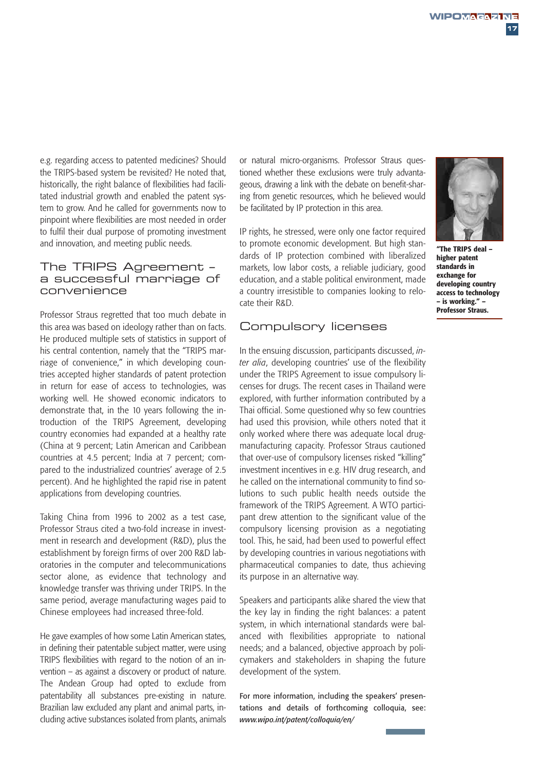e.g. regarding access to patented medicines? Should the TRIPS-based system be revisited? He noted that, historically, the right balance of flexibilities had facilitated industrial growth and enabled the patent system to grow. And he called for governments now to pinpoint where flexibilities are most needed in order to fulfil their dual purpose of promoting investment and innovation, and meeting public needs.

## The TRIPS Agreement – a successful marriage of convenience

Professor Straus regretted that too much debate in this area was based on ideology rather than on facts. He produced multiple sets of statistics in support of his central contention, namely that the "TRIPS marriage of convenience," in which developing countries accepted higher standards of patent protection in return for ease of access to technologies, was working well. He showed economic indicators to demonstrate that, in the 10 years following the introduction of the TRIPS Agreement, developing country economies had expanded at a healthy rate (China at 9 percent; Latin American and Caribbean countries at 4.5 percent; India at 7 percent; compared to the industrialized countries' average of 2.5 percent). And he highlighted the rapid rise in patent applications from developing countries.

Taking China from 1996 to 2002 as a test case, Professor Straus cited a two-fold increase in investment in research and development (R&D), plus the establishment by foreign firms of over 200 R&D laboratories in the computer and telecommunications sector alone, as evidence that technology and knowledge transfer was thriving under TRIPS. In the same period, average manufacturing wages paid to Chinese employees had increased three-fold.

He gave examples of how some Latin American states, in defining their patentable subject matter, were using TRIPS flexibilities with regard to the notion of an invention – as against a discovery or product of nature. The Andean Group had opted to exclude from patentability all substances pre-existing in nature. Brazilian law excluded any plant and animal parts, including active substances isolated from plants, animals or natural micro-organisms. Professor Straus questioned whether these exclusions were truly advantageous, drawing a link with the debate on benefit-sharing from genetic resources, which he believed would be facilitated by IP protection in this area.

IP rights, he stressed, were only one factor required to promote economic development. But high standards of IP protection combined with liberalized markets, low labor costs, a reliable judiciary, good education, and a stable political environment, made a country irresistible to companies looking to relocate their R&D.

**"The TRIPS deal – higher patent standards in exchange for developing country access to technology – is working." – Professor Straus.**

## Compulsory licenses

In the ensuing discussion, participants discussed, *inter alia*, developing countries' use of the flexibility under the TRIPS Agreement to issue compulsory licenses for drugs. The recent cases in Thailand were explored, with further information contributed by a Thai official. Some questioned why so few countries had used this provision, while others noted that it only worked where there was adequate local drug-manufacturing capacity. Professor Straus cautioned that over-use of compulsory licenses risked "killing" investment incentives in e.g. HIV drug research, and he called on the international community to find solutions to such public health needs outside the framework of the TRIPS Agreement. A WTO participant drew attention to the significant value of the compulsory licensing provision as a negotiating tool. This, he said, had been used to powerful effect by developing countries in various negotiations with pharmaceutical companies to date, thus achieving its purpose in an alternative way.

Speakers and participants alike shared the view that the key lay in finding the right balances: a patent system, in which international standards were balanced with flexibilities appropriate to national needs; and a balanced, objective approach by policymakers and stakeholders in shaping the future development of the system.

For more information, including the speakers' presentations and details of forthcoming colloquia, see: *www.wipo.int/patent/colloquia/en/*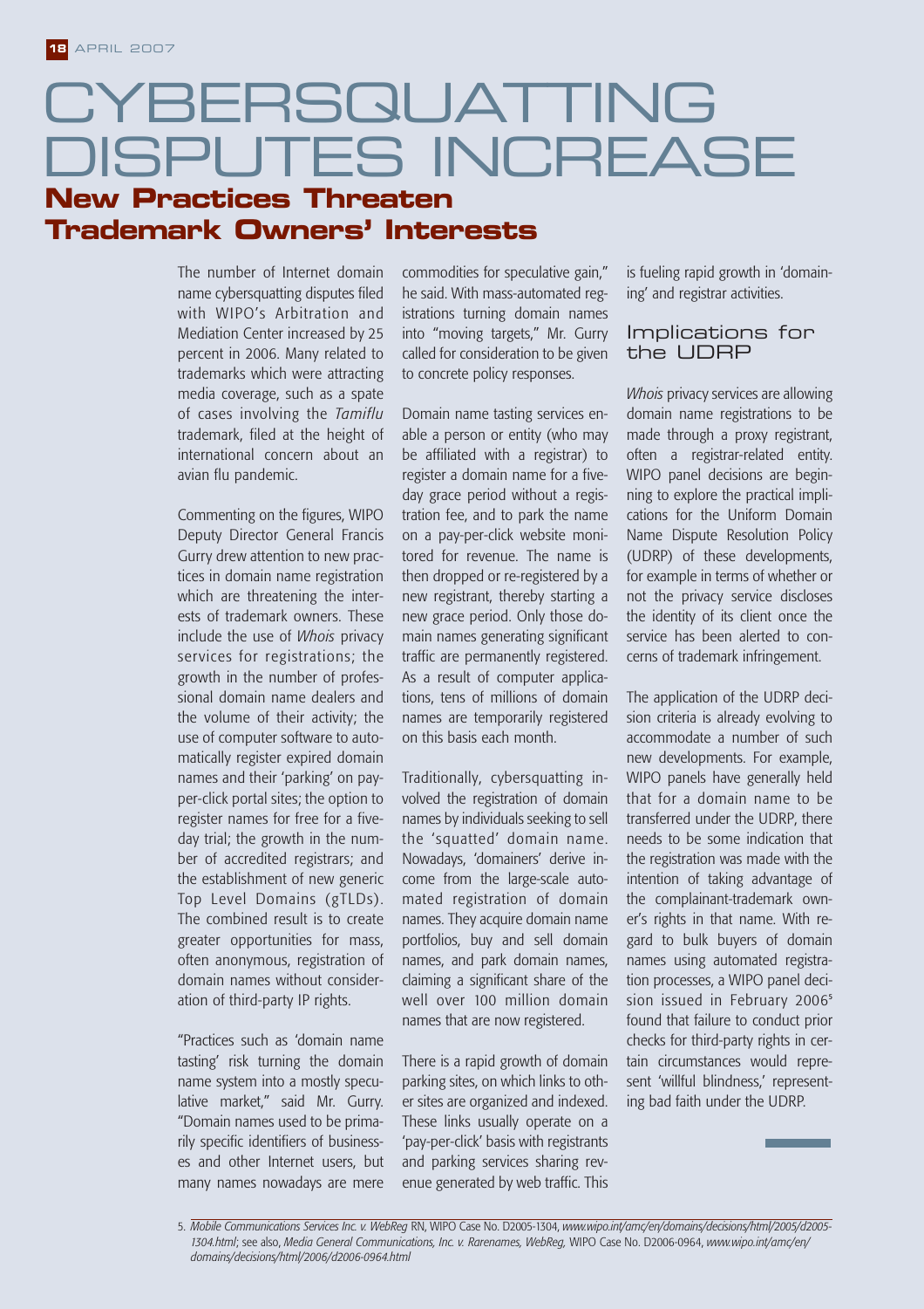# CYBERSQUATTING DISPUTES INCREASE

## New Practices Threaten Trademark Owners' Interests

The number of Internet domain name cybersquatting disputes filed with WIPO's Arbitration and Mediation Center increased by 25 percent in 2006. Many related to trademarks which were attracting media coverage, such as a spate of cases involving the *Tamiflu* trademark, filed at the height of international concern about an avian flu pandemic.

Commenting on the figures, WIPO Deputy Director General Francis Gurry drew attention to new practices in domain name registration which are threatening the interests of trademark owners. These include the use of *Whois* privacy services for registrations; the growth in the number of professional domain name dealers and the volume of their activity; the use of computer software to automatically register expired domain names and their 'parking' on pay-per-click portal sites; the option to register names for free for a five-day trial; the growth in the number of accredited registrars; and the establishment of new generic Top Level Domains (gTLDs). The combined result is to create greater opportunities for mass, often anonymous, registration of domain names without consideration of third-party IP rights.

"Practices such as 'domain name tasting' risk turning the domain name system into a mostly speculative market," said Mr. Gurry. "Domain names used to be primarily specific identifiers of businesses and other Internet users, but many names nowadays are mere commodities for speculative gain," he said. With mass-automated registrations turning domain names into "moving targets," Mr. Gurry called for consideration to be given to concrete policy responses.

Domain name tasting services enable a person or entity (who may be affiliated with a registrar) to register a domain name for a five-day grace period without a registration fee, and to park the name on a pay-per-click website monitored for revenue. The name is then dropped or re-registered by a new registrant, thereby starting a new grace period. Only those domain names generating significant traffic are permanently registered. As a result of computer applications, tens of millions of domain names are temporarily registered on this basis each month.

Traditionally, cybersquatting involved the registration of domain names by individuals seeking to sell the 'squatted' domain name. Nowadays, 'domainers' derive income from the large-scale automated registration of domain names. They acquire domain name portfolios, buy and sell domain names, and park domain names, claiming a significant share of the well over 100 million domain names that are now registered.

There is a rapid growth of domain parking sites, on which links to other sites are organized and indexed. These links usually operate on a 'pay-per-click' basis with registrants and parking services sharing revenue generated by web traffic. This is fueling rapid growth in 'domaining' and registrar activities.

### Implications for the UDRP

*Whois* privacy services are allowing domain name registrations to be made through a proxy registrant, often a registrar-related entity. WIPO panel decisions are beginning to explore the practical implications for the Uniform Domain Name Dispute Resolution Policy (UDRP) of these developments, for example in terms of whether or not the privacy service discloses the identity of its client once the service has been alerted to concerns of trademark infringement.

The application of the UDRP decision criteria is already evolving to accommodate a number of such new developments. For example, WIPO panels have generally held that for a domain name to be transferred under the UDRP, there needs to be some indication that the registration was made with the intention of taking advantage of the complainant-trademark owner's rights in that name. With regard to bulk buyers of domain names using automated registration processes, a WIPO panel decision issued in February 2006[5] found that failure to conduct prior checks for third-party rights in certain circumstances would represent 'willful blindness,' representing bad faith under the UDRP.

---

5. *Mobile Communications Services Inc. v. WebReg* RN, WIPO Case No. D2005-1304, *www.wipo.int/amc/en/domains/decisions/html/2005/d2005-1304.html*; see also, *Media General Communications, Inc. v. Rarenames, WebReg,* WIPO Case No. D2006-0964, *www.wipo.int/amc/en/domains/decisions/html/2006/d2006-0964.html*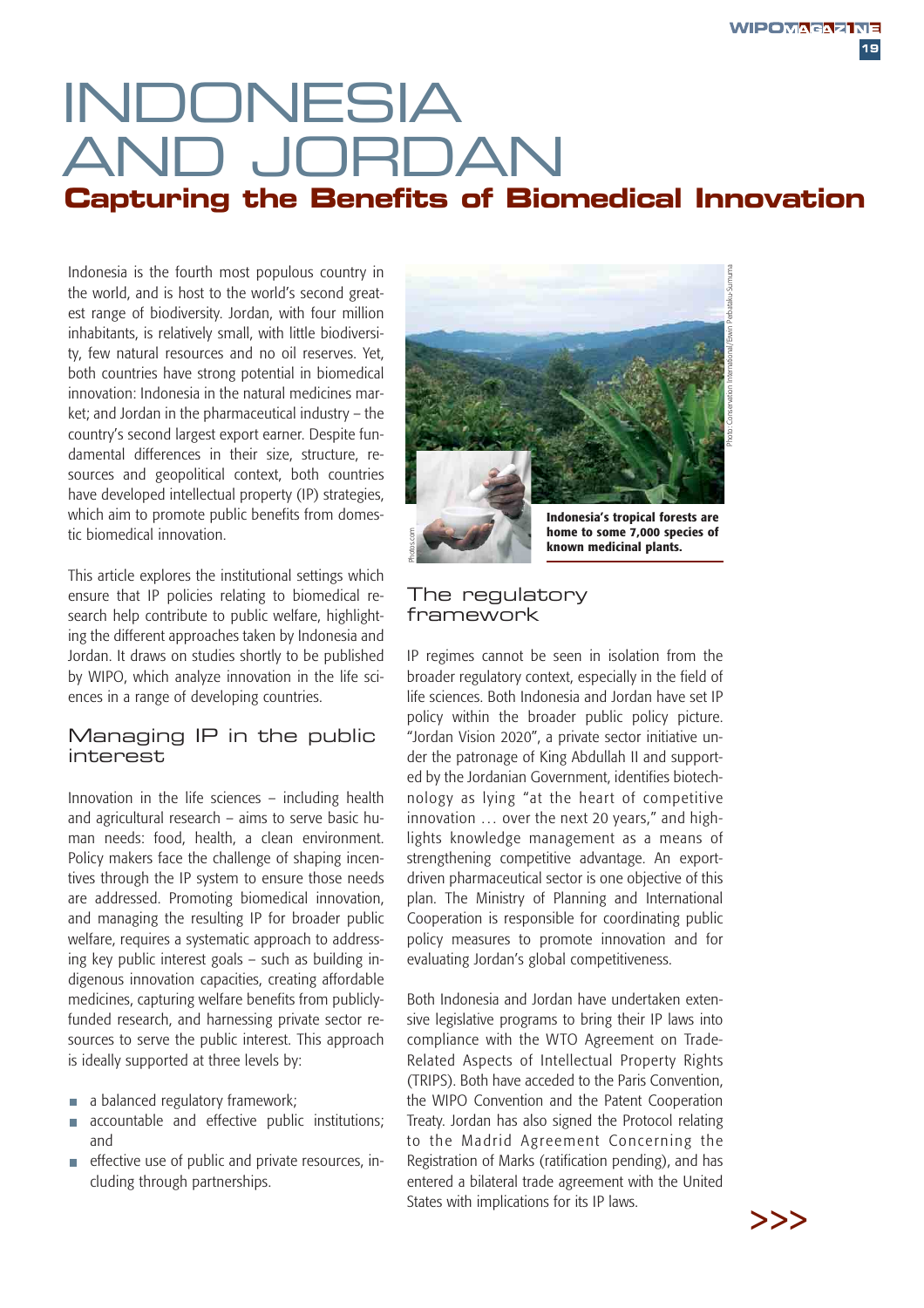# INDONESIA AND JORDAN

## Capturing the Benefits of Biomedical Innovation

Indonesia is the fourth most populous country in the world, and is host to the world's second greatest range of biodiversity. Jordan, with four million inhabitants, is relatively small, with little biodiversity, few natural resources and no oil reserves. Yet, both countries have strong potential in biomedical innovation: Indonesia in the natural medicines market; and Jordan in the pharmaceutical industry – the country's second largest export earner. Despite fundamental differences in their size, structure, resources and geopolitical context, both countries have developed intellectual property (IP) strategies, which aim to promote public benefits from domestic biomedical innovation.

This article explores the institutional settings which ensure that IP policies relating to biomedical research help contribute to public welfare, highlighting the different approaches taken by Indonesia and Jordan. It draws on studies shortly to be published by WIPO, which analyze innovation in the life sciences in a range of developing countries.

### Managing IP in the public interest

Innovation in the life sciences – including health and agricultural research – aims to serve basic human needs: food, health, a clean environment. Policy makers face the challenge of shaping incentives through the IP system to ensure those needs are addressed. Promoting biomedical innovation, and managing the resulting IP for broader public welfare, requires a systematic approach to addressing key public interest goals – such as building indigenous innovation capacities, creating affordable medicines, capturing welfare benefits from publicly-funded research, and harnessing private sector resources to serve the public interest. This approach is ideally supported at three levels by:

- a balanced regulatory framework;
- accountable and effective public institutions; and
- effective use of public and private resources, including through partnerships.

Photo: Conservation International/Erwin Pardulaku-Sumuma

Photos.com

**Indonesia's tropical forests are home to some 7,000 species of known medicinal plants.**

### The regulatory framework

IP regimes cannot be seen in isolation from the broader regulatory context, especially in the field of life sciences. Both Indonesia and Jordan have set IP policy within the broader public policy picture. "Jordan Vision 2020", a private sector initiative under the patronage of King Abdullah II and supported by the Jordanian Government, identifies biotechnology as lying "at the heart of competitive innovation … over the next 20 years," and highlights knowledge management as a means of strengthening competitive advantage. An export-driven pharmaceutical sector is one objective of this plan. The Ministry of Planning and International Cooperation is responsible for coordinating public policy measures to promote innovation and for evaluating Jordan's global competitiveness.

Both Indonesia and Jordan have undertaken extensive legislative programs to bring their IP laws into compliance with the WTO Agreement on Trade-Related Aspects of Intellectual Property Rights (TRIPS). Both have acceded to the Paris Convention, the WIPO Convention and the Patent Cooperation Treaty. Jordan has also signed the Protocol relating to the Madrid Agreement Concerning the Registration of Marks (ratification pending), and has entered a bilateral trade agreement with the United States with implications for its IP laws.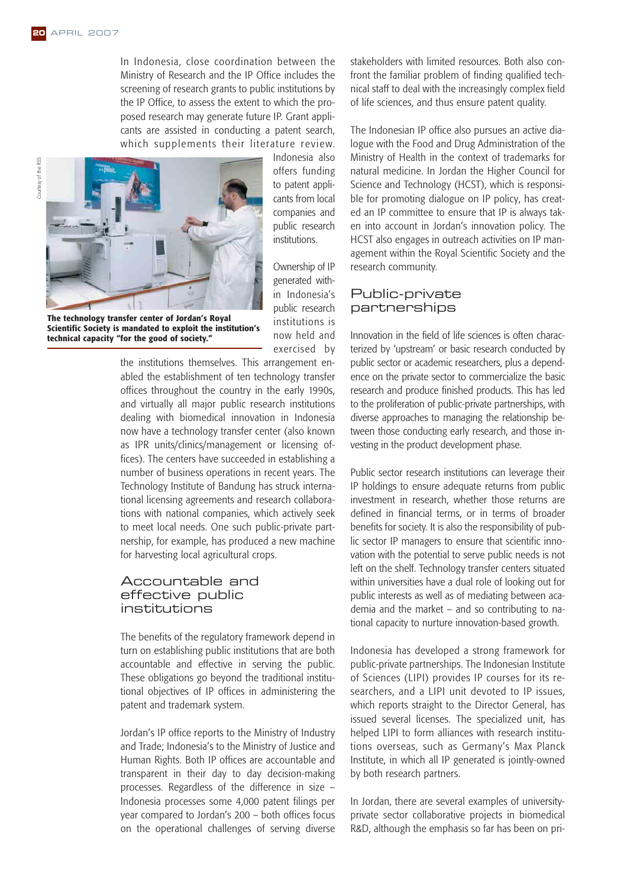In Indonesia, close coordination between the Ministry of Research and the IP Office includes the screening of research grants to public institutions by the IP Office, to assess the extent to which the proposed research may generate future IP. Grant applicants are assisted in conducting a patent search, which supplements their literature review. Indonesia also offers funding to patent applicants from local companies and public research institutions.

**The technology transfer center of Jordan's Royal Scientific Society is mandated to exploit the institution's technical capacity "for the good of society."**

Ownership of IP generated within Indonesia's public research institutions is now held and exercised by the institutions themselves. This arrangement enabled the establishment of ten technology transfer offices throughout the country in the early 1990s, and virtually all major public research institutions dealing with biomedical innovation in Indonesia now have a technology transfer center (also known as IPR units/clinics/management or licensing offices). The centers have succeeded in establishing a number of business operations in recent years. The Technology Institute of Bandung has struck international licensing agreements and research collaborations with national companies, which actively seek to meet local needs. One such public-private partnership, for example, has produced a new machine for harvesting local agricultural crops.

## Accountable and effective public institutions

The benefits of the regulatory framework depend in turn on establishing public institutions that are both accountable and effective in serving the public. These obligations go beyond the traditional institutional objectives of IP offices in administering the patent and trademark system.

Jordan's IP office reports to the Ministry of Industry and Trade; Indonesia's to the Ministry of Justice and Human Rights. Both IP offices are accountable and transparent in their day to day decision-making processes. Regardless of the difference in size – Indonesia processes some 4,000 patent filings per year compared to Jordan's 200 – both offices focus on the operational challenges of serving diverse stakeholders with limited resources. Both also confront the familiar problem of finding qualified technical staff to deal with the increasingly complex field of life sciences, and thus ensure patent quality.

The Indonesian IP office also pursues an active dialogue with the Food and Drug Administration of the Ministry of Health in the context of trademarks for natural medicine. In Jordan the Higher Council for Science and Technology (HCST), which is responsible for promoting dialogue on IP policy, has created an IP committee to ensure that IP is always taken into account in Jordan's innovation policy. The HCST also engages in outreach activities on IP management within the Royal Scientific Society and the research community.

## Public-private partnerships

Innovation in the field of life sciences is often characterized by 'upstream' or basic research conducted by public sector or academic researchers, plus a dependence on the private sector to commercialize the basic research and produce finished products. This has led to the proliferation of public-private partnerships, with diverse approaches to managing the relationship between those conducting early research, and those investing in the product development phase.

Public sector research institutions can leverage their IP holdings to ensure adequate returns from public investment in research, whether those returns are defined in financial terms, or in terms of broader benefits for society. It is also the responsibility of public sector IP managers to ensure that scientific innovation with the potential to serve public needs is not left on the shelf. Technology transfer centers situated within universities have a dual role of looking out for public interests as well as of mediating between academia and the market – and so contributing to national capacity to nurture innovation-based growth.

Indonesia has developed a strong framework for public-private partnerships. The Indonesian Institute of Sciences (LIPI) provides IP courses for its researchers, and a LIPI unit devoted to IP issues, which reports straight to the Director General, has issued several licenses. The specialized unit, has helped LIPI to form alliances with research institutions overseas, such as Germany's Max Planck Institute, in which all IP generated is jointly-owned by both research partners.

In Jordan, there are several examples of university-private sector collaborative projects in biomedical R&D, although the emphasis so far has been on pri-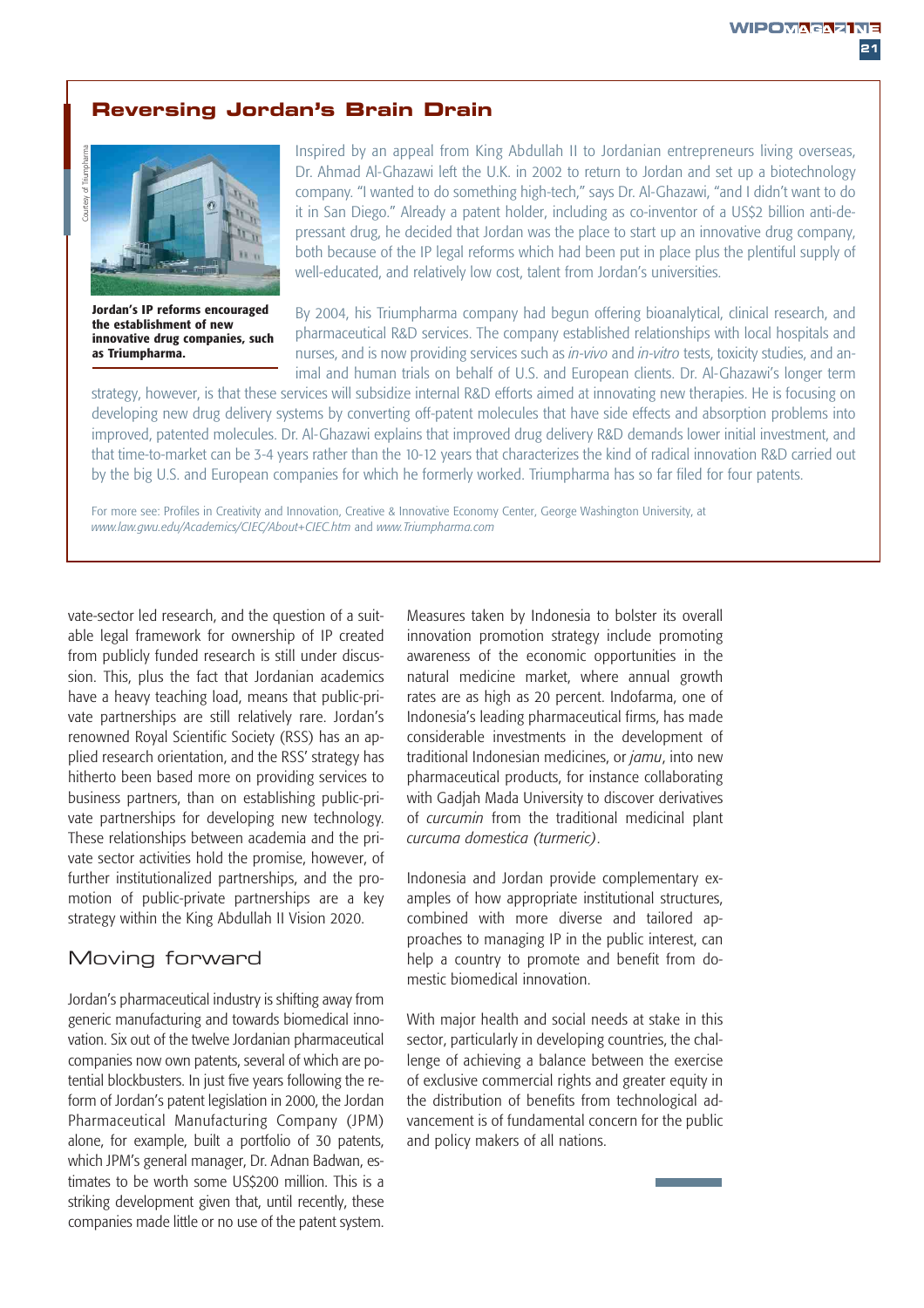## Reversing Jordan's Brain Drain

**Jordan's IP reforms encouraged the establishment of new innovative drug companies, such as Triumpharma.**

Inspired by an appeal from King Abdullah II to Jordanian entrepreneurs living overseas, Dr. Ahmad Al-Ghazawi left the U.K. in 2002 to return to Jordan and set up a biotechnology company. "I wanted to do something high-tech," says Dr. Al-Ghazawi, "and I didn't want to do it in San Diego." Already a patent holder, including as co-inventor of a US$2 billion anti-depressant drug, he decided that Jordan was the place to start up an innovative drug company, both because of the IP legal reforms which had been put in place plus the plentiful supply of well-educated, and relatively low cost, talent from Jordan's universities.

By 2004, his Triumpharma company had begun offering bioanalytical, clinical research, and pharmaceutical R&D services. The company established relationships with local hospitals and nurses, and is now providing services such as *in-vivo* and *in-vitro* tests, toxicity studies, and animal and human trials on behalf of U.S. and European clients. Dr. Al-Ghazawi's longer term strategy, however, is that these services will subsidize internal R&D efforts aimed at innovating new therapies. He is focusing on developing new drug delivery systems by converting off-patent molecules that have side effects and absorption problems into improved, patented molecules. Dr. Al-Ghazawi explains that improved drug delivery R&D demands lower initial investment, and that time-to-market can be 3-4 years rather than the 10-12 years that characterizes the kind of radical innovation R&D carried out by the big U.S. and European companies for which he formerly worked. Triumpharma has so far filed for four patents.

For more see: Profiles in Creativity and Innovation, Creative & Innovative Economy Center, George Washington University, at *www.law.gwu.edu/Academics/CIEC/About+CIEC.htm* and *www.Triumpharma.com*

vate-sector led research, and the question of a suitable legal framework for ownership of IP created from publicly funded research is still under discussion. This, plus the fact that Jordanian academics have a heavy teaching load, means that public-private partnerships are still relatively rare. Jordan's renowned Royal Scientific Society (RSS) has an applied research orientation, and the RSS' strategy has hitherto been based more on providing services to business partners, than on establishing public-private partnerships for developing new technology. These relationships between academia and the private sector activities hold the promise, however, of further institutionalized partnerships, and the promotion of public-private partnerships are a key strategy within the King Abdullah II Vision 2020.

## Moving forward

Jordan's pharmaceutical industry is shifting away from generic manufacturing and towards biomedical innovation. Six out of the twelve Jordanian pharmaceutical companies now own patents, several of which are potential blockbusters. In just five years following the reform of Jordan's patent legislation in 2000, the Jordan Pharmaceutical Manufacturing Company (JPM) alone, for example, built a portfolio of 30 patents, which JPM's general manager, Dr. Adnan Badwan, estimates to be worth some US$200 million. This is a striking development given that, until recently, these companies made little or no use of the patent system.

Measures taken by Indonesia to bolster its overall innovation promotion strategy include promoting awareness of the economic opportunities in the natural medicine market, where annual growth rates are as high as 20 percent. Indofarma, one of Indonesia's leading pharmaceutical firms, has made considerable investments in the development of traditional Indonesian medicines, or *jamu*, into new pharmaceutical products, for instance collaborating with Gadjah Mada University to discover derivatives of *curcumin* from the traditional medicinal plant *curcuma domestica (turmeric)*.

Indonesia and Jordan provide complementary examples of how appropriate institutional structures, combined with more diverse and tailored approaches to managing IP in the public interest, can help a country to promote and benefit from domestic biomedical innovation.

With major health and social needs at stake in this sector, particularly in developing countries, the challenge of achieving a balance between the exercise of exclusive commercial rights and greater equity in the distribution of benefits from technological advancement is of fundamental concern for the public and policy makers of all nations.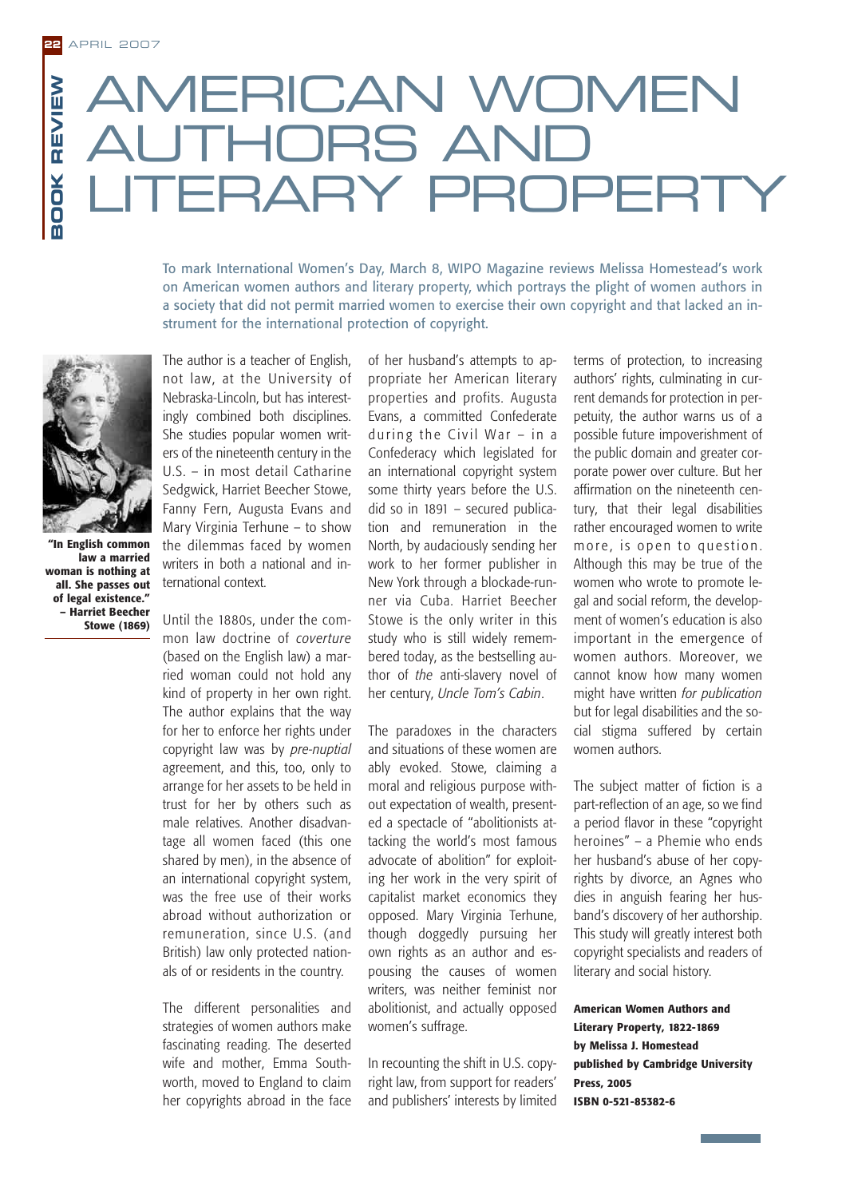# AMERICAN WOMEN AUTHORS AND LITERARY PROPERTY

To mark International Women's Day, March 8, WIPO Magazine reviews Melissa Homestead's work on American women authors and literary property, which portrays the plight of women authors in a society that did not permit married women to exercise their own copyright and that lacked an instrument for the international protection of copyright.

**"In English common law a married woman is nothing at all. She passes out of legal existence." – Harriet Beecher Stowe (1869)**

The author is a teacher of English, not law, at the University of Nebraska-Lincoln, but has interestingly combined both disciplines. She studies popular women writers of the nineteenth century in the U.S. – in most detail Catharine Sedgwick, Harriet Beecher Stowe, Fanny Fern, Augusta Evans and Mary Virginia Terhune – to show the dilemmas faced by women writers in both a national and international context.

Until the 1880s, under the common law doctrine of *coverture* (based on the English law) a married woman could not hold any kind of property in her own right. The author explains that the way for her to enforce her rights under copyright law was by *pre-nuptial* agreement, and this, too, only to arrange for her assets to be held in trust for her by others such as male relatives. Another disadvantage all women faced (this one shared by men), in the absence of an international copyright system, was the free use of their works abroad without authorization or remuneration, since U.S. (and British) law only protected nationals of or residents in the country.

The different personalities and strategies of women authors make fascinating reading. The deserted wife and mother, Emma Southworth, moved to England to claim her copyrights abroad in the face of her husband's attempts to appropriate her American literary properties and profits. Augusta Evans, a committed Confederate during the Civil War – in a Confederacy which legislated for an international copyright system some thirty years before the U.S. did so in 1891 – secured publication and remuneration in the North, by audaciously sending her work to her former publisher in New York through a blockade-runner via Cuba. Harriet Beecher Stowe is the only writer in this study who is still widely remembered today, as the bestselling author of *the* anti-slavery novel of her century, *Uncle Tom's Cabin*.

The paradoxes in the characters and situations of these women are ably evoked. Stowe, claiming a moral and religious purpose without expectation of wealth, presented a spectacle of "abolitionists attacking the world's most famous advocate of abolition" for exploiting her work in the very spirit of capitalist market economics they opposed. Mary Virginia Terhune, though doggedly pursuing her own rights as an author and espousing the causes of women writers, was neither feminist nor abolitionist, and actually opposed women's suffrage.

In recounting the shift in U.S. copyright law, from support for readers' and publishers' interests by limited terms of protection, to increasing authors' rights, culminating in current demands for protection in perpetuity, the author warns us of a possible future impoverishment of the public domain and greater corporate power over culture. But her affirmation on the nineteenth century, that their legal disabilities rather encouraged women to write more, is open to question. Although this may be true of the women who wrote to promote legal and social reform, the development of women's education is also important in the emergence of women authors. Moreover, we cannot know how many women might have written *for publication* but for legal disabilities and the social stigma suffered by certain women authors.

The subject matter of fiction is a part-reflection of an age, so we find a period flavor in these "copyright heroines" – a Phemie who ends her husband's abuse of her copyrights by divorce, an Agnes who dies in anguish fearing her husband's discovery of her authorship. This study will greatly interest both copyright specialists and readers of literary and social history.

**American Women Authors and Literary Property, 1822-1869**
**by Melissa J. Homestead**
**published by Cambridge University Press, 2005**
**ISBN 0-521-85382-6**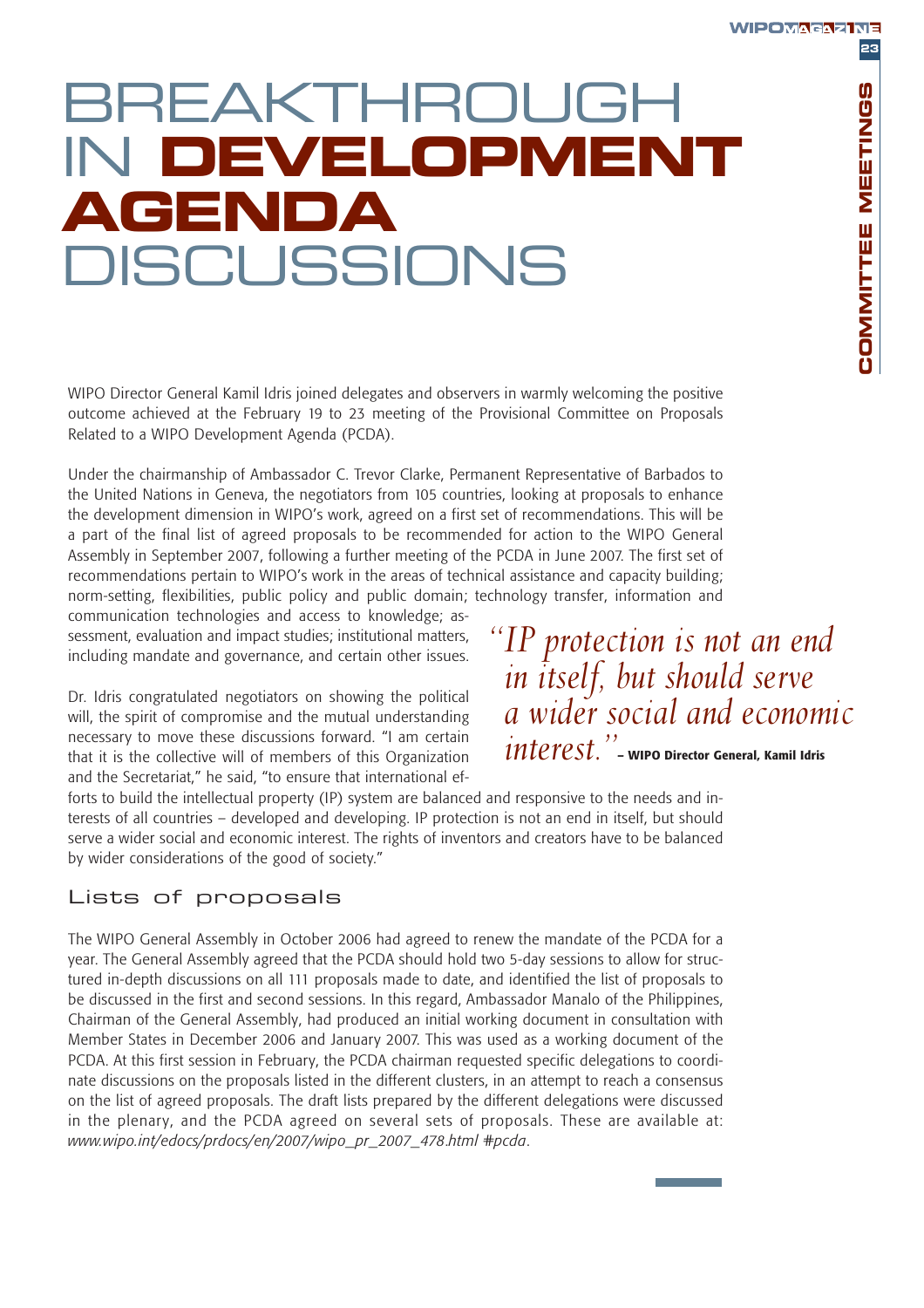# BREAKTHROUGH IN **DEVELOPMENT AGENDA** DISCUSSIONS

WIPO Director General Kamil Idris joined delegates and observers in warmly welcoming the positive outcome achieved at the February 19 to 23 meeting of the Provisional Committee on Proposals Related to a WIPO Development Agenda (PCDA).

Under the chairmanship of Ambassador C. Trevor Clarke, Permanent Representative of Barbados to the United Nations in Geneva, the negotiators from 105 countries, looking at proposals to enhance the development dimension in WIPO's work, agreed on a first set of recommendations. This will be a part of the final list of agreed proposals to be recommended for action to the WIPO General Assembly in September 2007, following a further meeting of the PCDA in June 2007. The first set of recommendations pertain to WIPO's work in the areas of technical assistance and capacity building; norm-setting, flexibilities, public policy and public domain; technology transfer, information and communication technologies and access to knowledge; assessment, evaluation and impact studies; institutional matters, including mandate and governance, and certain other issues.

Dr. Idris congratulated negotiators on showing the political will, the spirit of compromise and the mutual understanding necessary to move these discussions forward. "I am certain that it is the collective will of members of this Organization and the Secretariat," he said, "to ensure that international efforts to build the intellectual property (IP) system are balanced and responsive to the needs and interests of all countries – developed and developing. IP protection is not an end in itself, but should serve a wider social and economic interest. The rights of inventors and creators have to be balanced by wider considerations of the good of society."

> *"IP protection is not an end in itself, but should serve a wider social and economic interest."* **– WIPO Director General, Kamil Idris**

## Lists of proposals

The WIPO General Assembly in October 2006 had agreed to renew the mandate of the PCDA for a year. The General Assembly agreed that the PCDA should hold two 5-day sessions to allow for structured in-depth discussions on all 111 proposals made to date, and identified the list of proposals to be discussed in the first and second sessions. In this regard, Ambassador Manalo of the Philippines, Chairman of the General Assembly, had produced an initial working document in consultation with Member States in December 2006 and January 2007. This was used as a working document of the PCDA. At this first session in February, the PCDA chairman requested specific delegations to coordinate discussions on the proposals listed in the different clusters, in an attempt to reach a consensus on the list of agreed proposals. The draft lists prepared by the different delegations were discussed in the plenary, and the PCDA agreed on several sets of proposals. These are available at: *www.wipo.int/edocs/prdocs/en/2007/wipo_pr_2007_478.html #pcda*.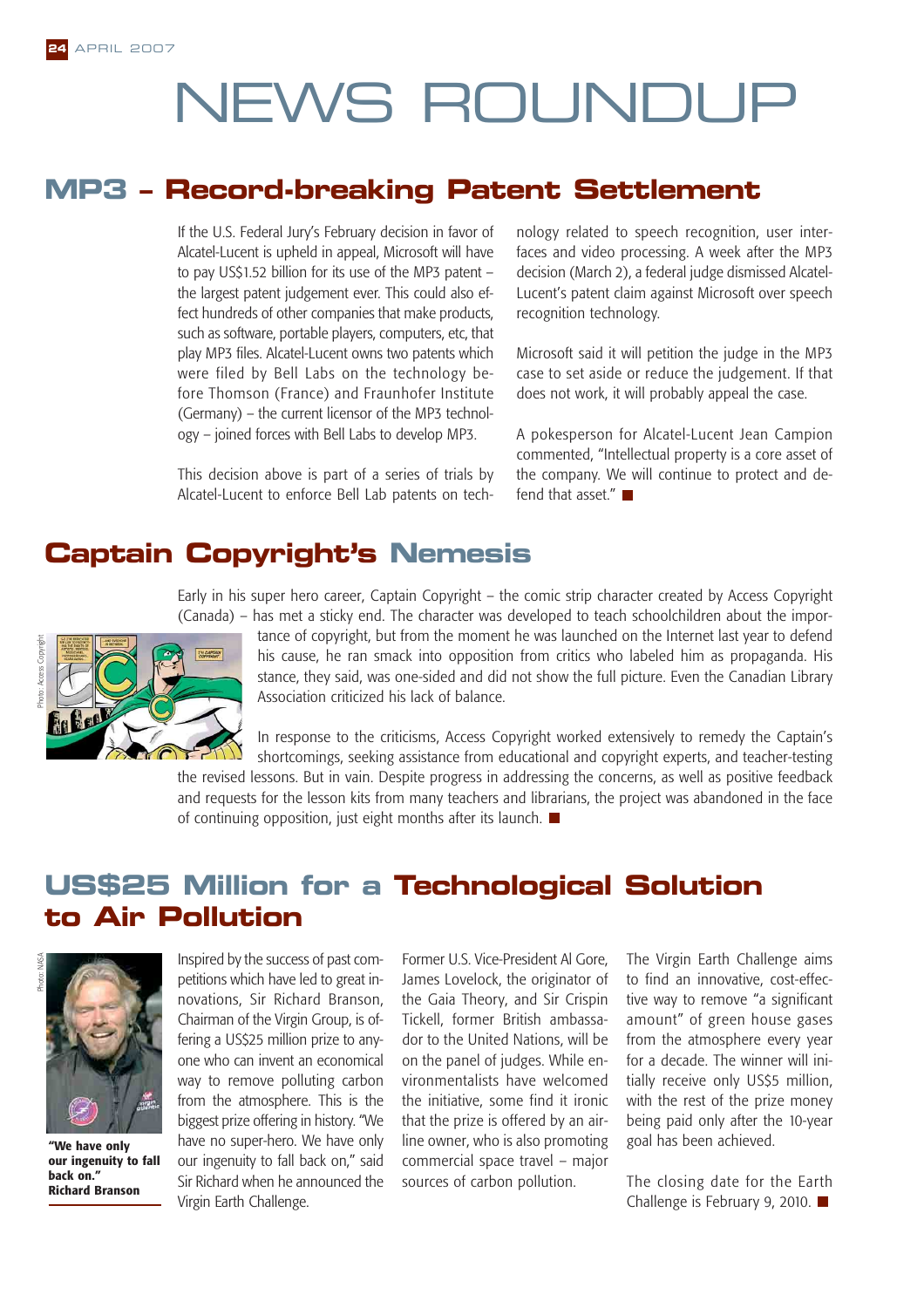# NEWS ROUNDUP

## MP3 – Record-breaking Patent Settlement

If the U.S. Federal Jury's February decision in favor of Alcatel-Lucent is upheld in appeal, Microsoft will have to pay US$1.52 billion for its use of the MP3 patent – the largest patent judgement ever. This could also effect hundreds of other companies that make products, such as software, portable players, computers, etc, that play MP3 files. Alcatel-Lucent owns two patents which were filed by Bell Labs on the technology before Thomson (France) and Fraunhofer Institute (Germany) – the current licensor of the MP3 technology – joined forces with Bell Labs to develop MP3.

This decision above is part of a series of trials by Alcatel-Lucent to enforce Bell Lab patents on technology related to speech recognition, user interfaces and video processing. A week after the MP3 decision (March 2), a federal judge dismissed Alcatel-Lucent's patent claim against Microsoft over speech recognition technology.

Microsoft said it will petition the judge in the MP3 case to set aside or reduce the judgement. If that does not work, it will probably appeal the case.

A pokesperson for Alcatel-Lucent Jean Campion commented, "Intellectual property is a core asset of the company. We will continue to protect and defend that asset." ■

## Captain Copyright's Nemesis

Photo: Access Copyright

Early in his super hero career, Captain Copyright – the comic strip character created by Access Copyright (Canada) – has met a sticky end. The character was developed to teach schoolchildren about the importance of copyright, but from the moment he was launched on the Internet last year to defend his cause, he ran smack into opposition from critics who labeled him as propaganda. His stance, they said, was one-sided and did not show the full picture. Even the Canadian Library Association criticized his lack of balance.

In response to the criticisms, Access Copyright worked extensively to remedy the Captain's shortcomings, seeking assistance from educational and copyright experts, and teacher-testing the revised lessons. But in vain. Despite progress in addressing the concerns, as well as positive feedback and requests for the lesson kits from many teachers and librarians, the project was abandoned in the face of continuing opposition, just eight months after its launch. ■

## US$25 Million for a Technological Solution to Air Pollution

Photo: NASA

**"We have only our ingenuity to fall back on." Richard Branson**

Inspired by the success of past competitions which have led to great innovations, Sir Richard Branson, Chairman of the Virgin Group, is offering a US$25 million prize to anyone who can invent an economical way to remove polluting carbon from the atmosphere. This is the biggest prize offering in history. "We have no super-hero. We have only our ingenuity to fall back on," said Sir Richard when he announced the Virgin Earth Challenge.

Former U.S. Vice-President Al Gore, James Lovelock, the originator of the Gaia Theory, and Sir Crispin Tickell, former British ambassador to the United Nations, will be on the panel of judges. While environmentalists have welcomed the initiative, some find it ironic that the prize is offered by an airline owner, who is also promoting commercial space travel – major sources of carbon pollution.

The Virgin Earth Challenge aims to find an innovative, cost-effective way to remove "a significant amount" of green house gases from the atmosphere every year for a decade. The winner will initially receive only US$5 million, with the rest of the prize money being paid only after the 10-year goal has been achieved.

The closing date for the Earth Challenge is February 9, 2010. ■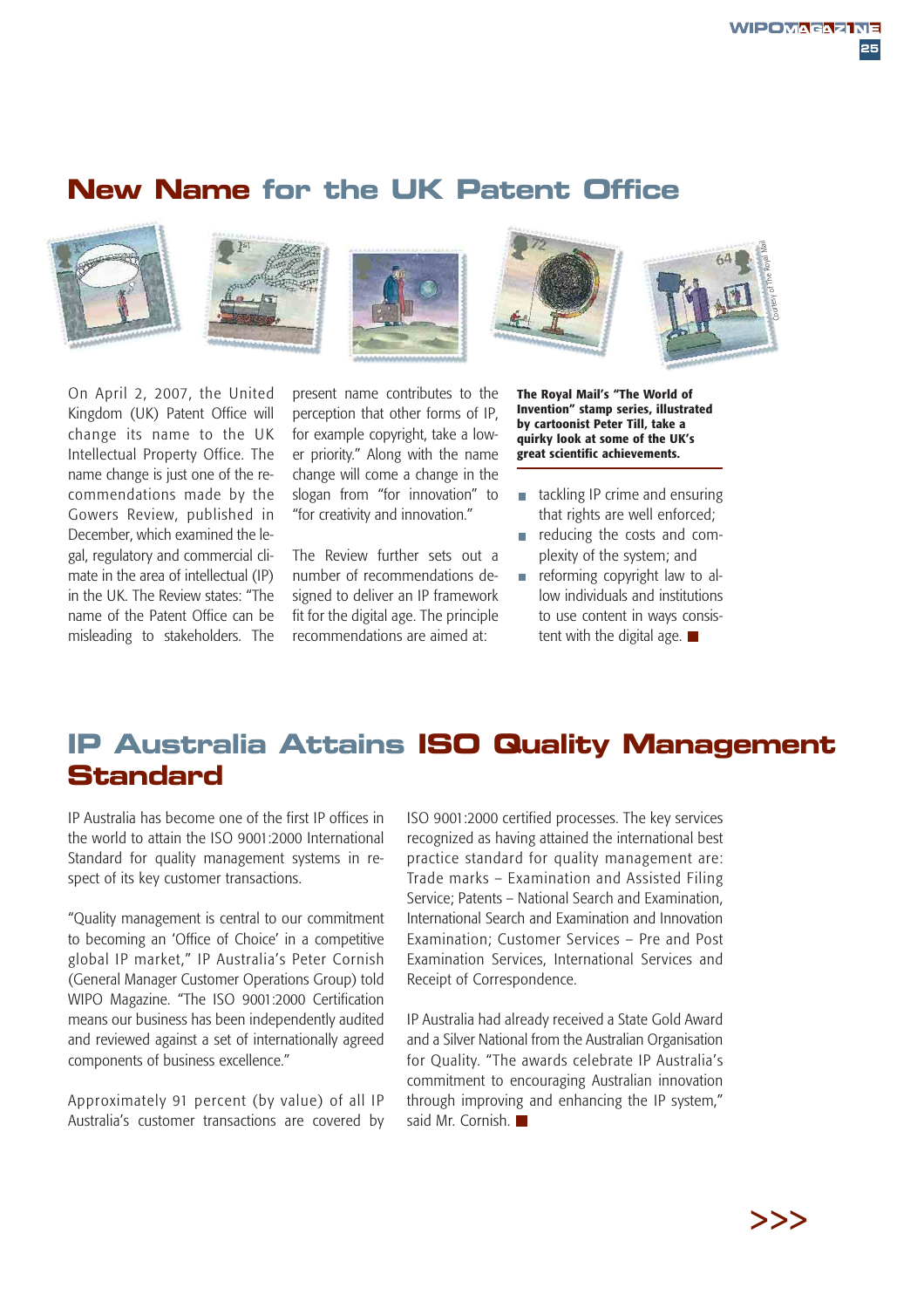## New Name for the UK Patent Office

Courtesy of The Royal Mail

On April 2, 2007, the United Kingdom (UK) Patent Office will change its name to the UK Intellectual Property Office. The name change is just one of the recommendations made by the Gowers Review, published in December, which examined the legal, regulatory and commercial climate in the area of intellectual (IP) in the UK. The Review states: "The name of the Patent Office can be misleading to stakeholders. The present name contributes to the perception that other forms of IP, for example copyright, take a lower priority." Along with the name change will come a change in the slogan from "for innovation" to "for creativity and innovation."

The Review further sets out a number of recommendations designed to deliver an IP framework fit for the digital age. The principle recommendations are aimed at:

**The Royal Mail's "The World of Invention" stamp series, illustrated by cartoonist Peter Till, take a quirky look at some of the UK's great scientific achievements.**

- tackling IP crime and ensuring that rights are well enforced;
- reducing the costs and complexity of the system; and
- reforming copyright law to allow individuals and institutions to use content in ways consistent with the digital age. ■

## IP Australia Attains ISO Quality Management Standard

IP Australia has become one of the first IP offices in the world to attain the ISO 9001:2000 International Standard for quality management systems in respect of its key customer transactions.

"Quality management is central to our commitment to becoming an 'Office of Choice' in a competitive global IP market," IP Australia's Peter Cornish (General Manager Customer Operations Group) told WIPO Magazine. "The ISO 9001:2000 Certification means our business has been independently audited and reviewed against a set of internationally agreed components of business excellence."

Approximately 91 percent (by value) of all IP Australia's customer transactions are covered by ISO 9001:2000 certified processes. The key services recognized as having attained the international best practice standard for quality management are: Trade marks – Examination and Assisted Filing Service; Patents – National Search and Examination, International Search and Examination and Innovation Examination; Customer Services – Pre and Post Examination Services, International Services and Receipt of Correspondence.

IP Australia had already received a State Gold Award and a Silver National from the Australian Organisation for Quality. "The awards celebrate IP Australia's commitment to encouraging Australian innovation through improving and enhancing the IP system," said Mr. Cornish. ■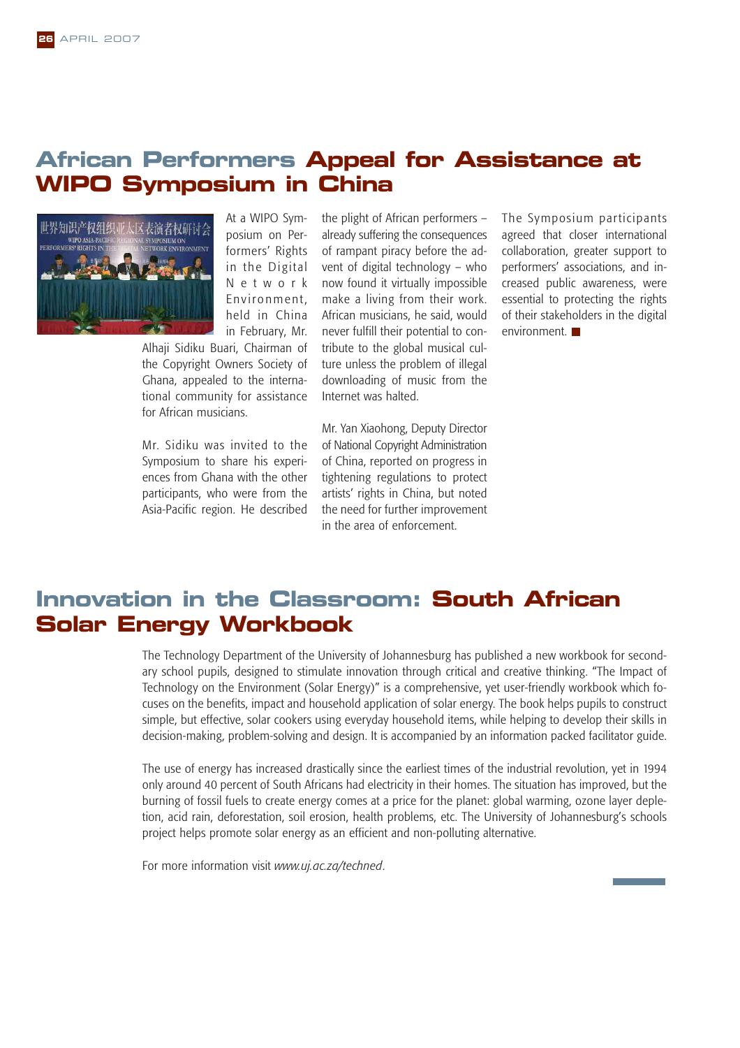## African Performers Appeal for Assistance at WIPO Symposium in China

At a WIPO Symposium on Performers' Rights in the Digital Network Environment, held in China in February, Mr. Alhaji Sidiku Buari, Chairman of the Copyright Owners Society of Ghana, appealed to the international community for assistance for African musicians.

Mr. Sidiku was invited to the Symposium to share his experiences from Ghana with the other participants, who were from the Asia-Pacific region. He described the plight of African performers – already suffering the consequences of rampant piracy before the advent of digital technology – who now found it virtually impossible make a living from their work. African musicians, he said, would never fulfill their potential to contribute to the global musical culture unless the problem of illegal downloading of music from the Internet was halted.

Mr. Yan Xiaohong, Deputy Director of National Copyright Administration of China, reported on progress in tightening regulations to protect artists' rights in China, but noted the need for further improvement in the area of enforcement.

The Symposium participants agreed that closer international collaboration, greater support to performers' associations, and increased public awareness, were essential to protecting the rights of their stakeholders in the digital environment. ■

## Innovation in the Classroom: South African Solar Energy Workbook

The Technology Department of the University of Johannesburg has published a new workbook for secondary school pupils, designed to stimulate innovation through critical and creative thinking. "The Impact of Technology on the Environment (Solar Energy)" is a comprehensive, yet user-friendly workbook which focuses on the benefits, impact and household application of solar energy. The book helps pupils to construct simple, but effective, solar cookers using everyday household items, while helping to develop their skills in decision-making, problem-solving and design. It is accompanied by an information packed facilitator guide.

The use of energy has increased drastically since the earliest times of the industrial revolution, yet in 1994 only around 40 percent of South Africans had electricity in their homes. The situation has improved, but the burning of fossil fuels to create energy comes at a price for the planet: global warming, ozone layer depletion, acid rain, deforestation, soil erosion, health problems, etc. The University of Johannesburg's schools project helps promote solar energy as an efficient and non-polluting alternative.

For more information visit *www.uj.ac.za/techned*.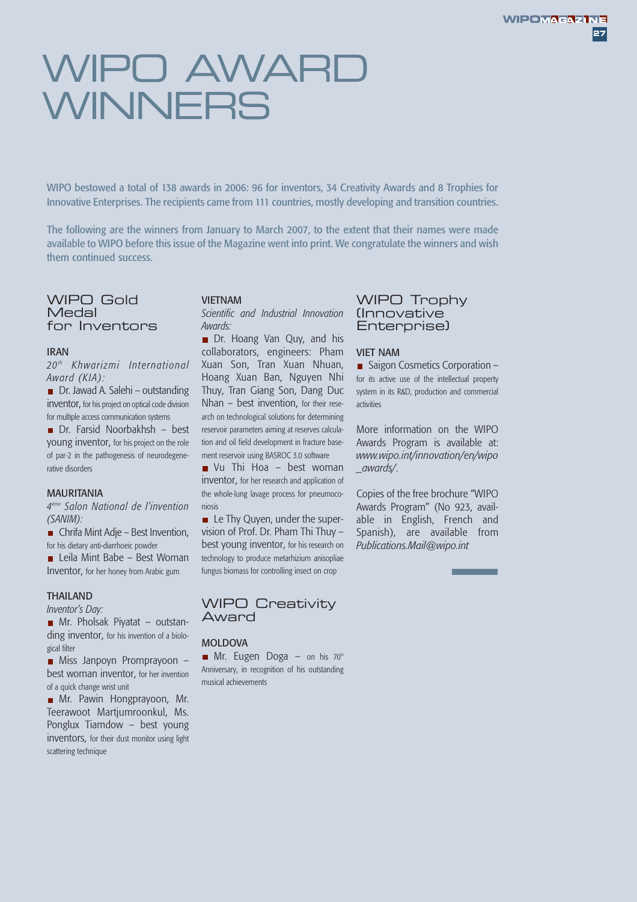# WIPO AWARD WINNERS

WIPO bestowed a total of 138 awards in 2006: 96 for inventors, 34 Creativity Awards and 8 Trophies for Innovative Enterprises. The recipients came from 111 countries, mostly developing and transition countries.

The following are the winners from January to March 2007, to the extent that their names were made available to WIPO before this issue of the Magazine went into print. We congratulate the winners and wish them continued success.

## WIPO Gold Medal for Inventors

### IRAN

*20th Khwarizmi International Award (KIA):*

- Dr. Jawad A. Salehi – outstanding inventor, for his project on optical code division for multiple access communication systems
- Dr. Farsid Noorbakhsh – best young inventor, for his project on the role of par-2 in the pathogenesis of neurodegenerative disorders

### MAURITANIA

*4ème Salon National de l'invention (SANIM):*

- Chrifa Mint Adje – Best Invention, for his dietary anti-diarrhoeic powder
- Leila Mint Babe – Best Woman Inventor, for her honey from Arabic gum

### THAILAND

*Inventor's Day:*

- Mr. Pholsak Piyatat – outstanding inventor, for his invention of a biological filter
- Miss Janpoyn Promprayoon – best woman inventor, for her invention of a quick change wrist unit
- Mr. Pawin Hongprayoon, Mr. Teerawoot Martjumroonkul, Ms. Ponglux Tiamdow – best young inventors, for their dust monitor using light scattering technique

### VIETNAM

*Scientific and Industrial Innovation Awards:*

- Dr. Hoang Van Quy, and his collaborators, engineers: Pham Xuan Son, Tran Xuan Nhuan, Hoang Xuan Ban, Nguyen Nhi Thuy, Tran Giang Son, Dang Duc Nhan – best invention, for their research on technological solutions for determining reservoir parameters aiming at reserves calculation and oil field development in fracture basement reservoir using BASROC 3.0 software
- Vu Thi Hoa – best woman inventor, for her research and application of the whole-lung lavage process for pneumoconiosis
- Le Thy Quyen, under the supervision of Prof. Dr. Pham Thi Thuy – best young inventor, for his research on technology to produce metarhizium anisopliae fungus biomass for controlling insect on crop

## WIPO Creativity Award

### MOLDOVA

- Mr. Eugen Doga – on his 70th Anniversary, in recognition of his outstanding musical achievements

## WIPO Trophy (Innovative Enterprise)

### VIET NAM

- Saigon Cosmetics Corporation – for its active use of the intellectual property system in its R&D, production and commercial activities

More information on the WIPO Awards Program is available at: *www.wipo.int/innovation/en/wipo_awards/*.

Copies of the free brochure "WIPO Awards Program" (No 923, available in English, French and Spanish), are available from *Publications.Mail@wipo.int*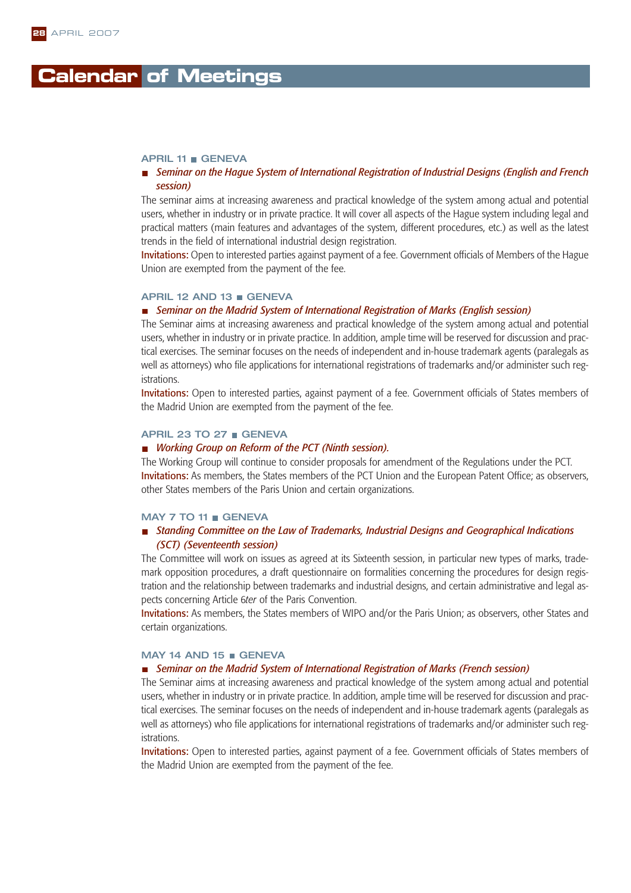# Calendar of Meetings

### APRIL 11 ■ GENEVA

■ *Seminar on the Hague System of International Registration of Industrial Designs (English and French session)*

The seminar aims at increasing awareness and practical knowledge of the system among actual and potential users, whether in industry or in private practice. It will cover all aspects of the Hague system including legal and practical matters (main features and advantages of the system, different procedures, etc.) as well as the latest trends in the field of international industrial design registration.

**Invitations:** Open to interested parties against payment of a fee. Government officials of Members of the Hague Union are exempted from the payment of the fee.

### APRIL 12 AND 13 ■ GENEVA

■ *Seminar on the Madrid System of International Registration of Marks (English session)*

The Seminar aims at increasing awareness and practical knowledge of the system among actual and potential users, whether in industry or in private practice. In addition, ample time will be reserved for discussion and practical exercises. The seminar focuses on the needs of independent and in-house trademark agents (paralegals as well as attorneys) who file applications for international registrations of trademarks and/or administer such registrations.

**Invitations:** Open to interested parties, against payment of a fee. Government officials of States members of the Madrid Union are exempted from the payment of the fee.

### APRIL 23 TO 27 ■ GENEVA

■ *Working Group on Reform of the PCT (Ninth session).*

The Working Group will continue to consider proposals for amendment of the Regulations under the PCT.

**Invitations:** As members, the States members of the PCT Union and the European Patent Office; as observers, other States members of the Paris Union and certain organizations.

### MAY 7 TO 11 ■ GENEVA

■ *Standing Committee on the Law of Trademarks, Industrial Designs and Geographical Indications (SCT) (Seventeenth session)*

The Committee will work on issues as agreed at its Sixteenth session, in particular new types of marks, trademark opposition procedures, a draft questionnaire on formalities concerning the procedures for design registration and the relationship between trademarks and industrial designs, and certain administrative and legal aspects concerning Article 6*ter* of the Paris Convention.

**Invitations:** As members, the States members of WIPO and/or the Paris Union; as observers, other States and certain organizations.

### MAY 14 AND 15 ■ GENEVA

■ *Seminar on the Madrid System of International Registration of Marks (French session)*

The Seminar aims at increasing awareness and practical knowledge of the system among actual and potential users, whether in industry or in private practice. In addition, ample time will be reserved for discussion and practical exercises. The seminar focuses on the needs of independent and in-house trademark agents (paralegals as well as attorneys) who file applications for international registrations of trademarks and/or administer such registrations.

**Invitations:** Open to interested parties, against payment of a fee. Government officials of States members of the Madrid Union are exempted from the payment of the fee.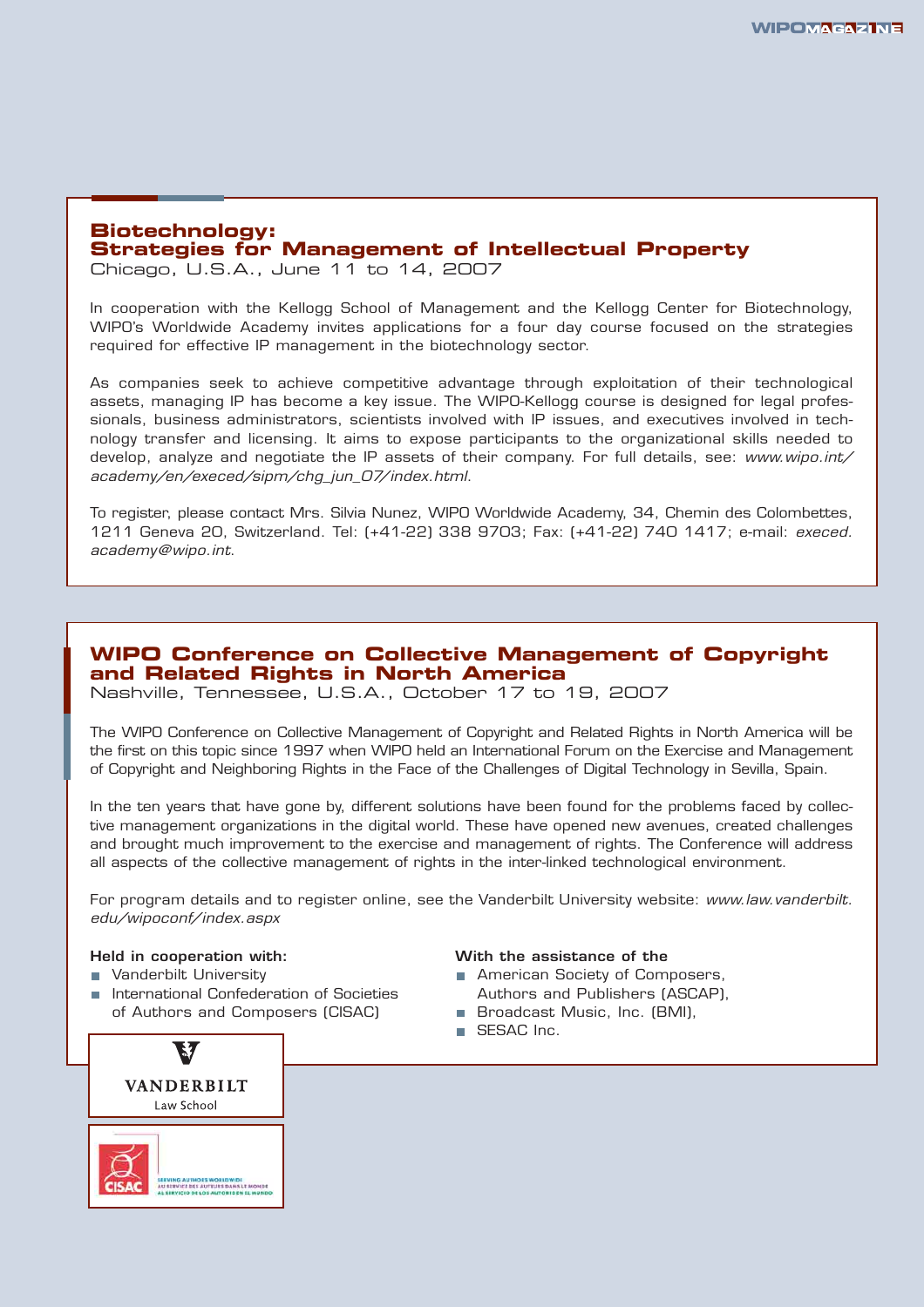## Biotechnology: Strategies for Management of Intellectual Property

Chicago, U.S.A., June 11 to 14, 2007

In cooperation with the Kellogg School of Management and the Kellogg Center for Biotechnology, WIPO's Worldwide Academy invites applications for a four day course focused on the strategies required for effective IP management in the biotechnology sector.

As companies seek to achieve competitive advantage through exploitation of their technological assets, managing IP has become a key issue. The WIPO-Kellogg course is designed for legal professionals, business administrators, scientists involved with IP issues, and executives involved in technology transfer and licensing. It aims to expose participants to the organizational skills needed to develop, analyze and negotiate the IP assets of their company. For full details, see: *www.wipo.int/academy/en/execed/sipm/chg_jun_07/index.html*.

To register, please contact Mrs. Silvia Nunez, WIPO Worldwide Academy, 34, Chemin des Colombettes, 1211 Geneva 20, Switzerland. Tel: (+41-22) 338 9703; Fax: (+41-22) 740 1417; e-mail: *execed.academy@wipo.int*.

## WIPO Conference on Collective Management of Copyright and Related Rights in North America

Nashville, Tennessee, U.S.A., October 17 to 19, 2007

The WIPO Conference on Collective Management of Copyright and Related Rights in North America will be the first on this topic since 1997 when WIPO held an International Forum on the Exercise and Management of Copyright and Neighboring Rights in the Face of the Challenges of Digital Technology in Sevilla, Spain.

In the ten years that have gone by, different solutions have been found for the problems faced by collective management organizations in the digital world. These have opened new avenues, created challenges and brought much improvement to the exercise and management of rights. The Conference will address all aspects of the collective management of rights in the inter-linked technological environment.

For program details and to register online, see the Vanderbilt University website: *www.law.vanderbilt.edu/wipoconf/index.aspx*

**Held in cooperation with:**

- Vanderbilt University
- International Confederation of Societies of Authors and Composers (CISAC)

**With the assistance of the**

- American Society of Composers, Authors and Publishers (ASCAP),
- Broadcast Music, Inc. (BMI),
- SESAC Inc.

VANDERBILT Law School

CISAC – SERVING AUTHORS WORLDWIDE / AU SERVICE DES AUTEURS DANS LE MONDE / AL SERVICIO DE LOS AUTORES EN EL MUNDO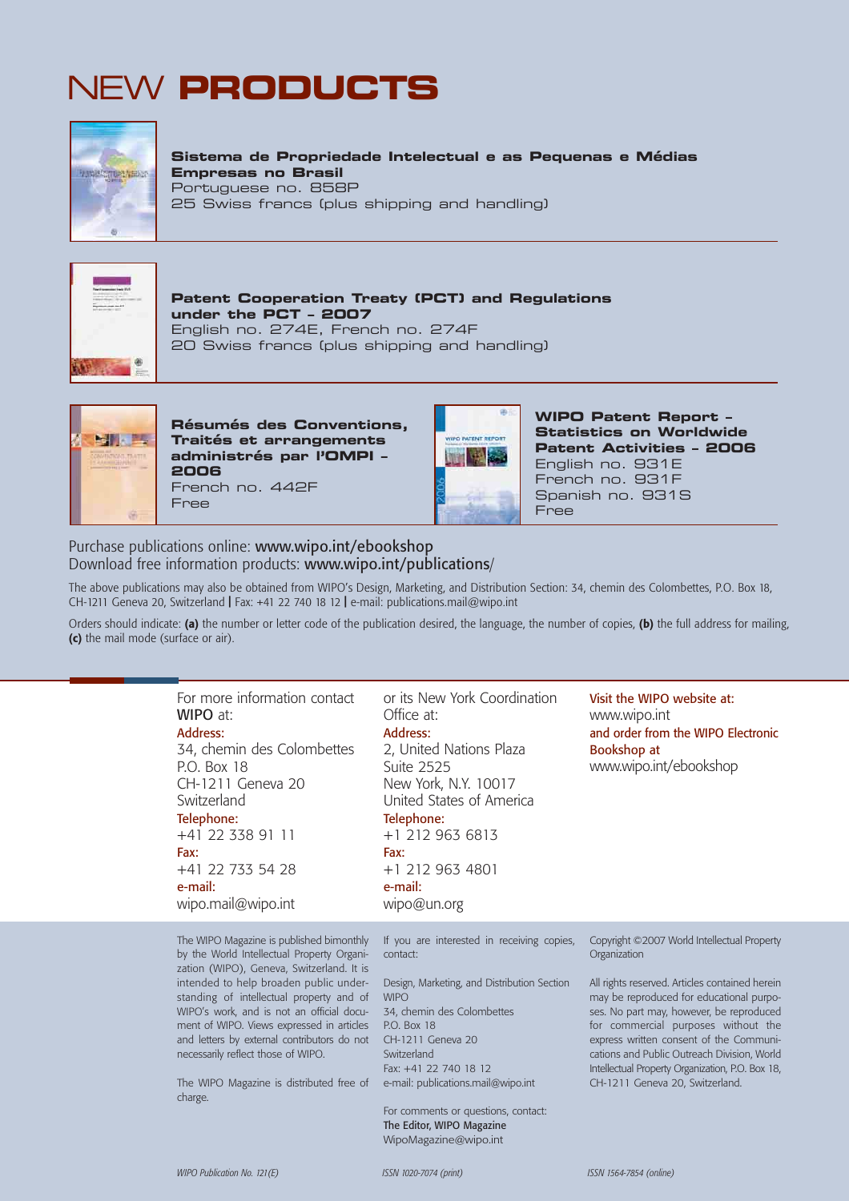# NEW **PRODUCTS**

**Sistema de Propriedade Intelectual e as Pequenas e Médias Empresas no Brasil**
Portuguese no. 858P
25 Swiss francs (plus shipping and handling)

**Patent Cooperation Treaty (PCT) and Regulations under the PCT – 2007**
English no. 274E, French no. 274F
20 Swiss francs (plus shipping and handling)

**Résumés des Conventions, Traités et arrangements administrés par l'OMPI – 2006**
French no. 442F
Free

**WIPO Patent Report – Statistics on Worldwide Patent Activities – 2006**
English no. 931E
French no. 931F
Spanish no. 931S
Free

Purchase publications online: **www.wipo.int/ebookshop**
Download free information products: **www.wipo.int/publications/**

The above publications may also be obtained from WIPO's Design, Marketing, and Distribution Section: 34, chemin des Colombettes, P.O. Box 18, CH-1211 Geneva 20, Switzerland | Fax: +41 22 740 18 12 | e-mail: publications.mail@wipo.int

Orders should indicate: **(a)** the number or letter code of the publication desired, the language, the number of copies, **(b)** the full address for mailing, **(c)** the mail mode (surface or air).

For more information contact WIPO at:

Address:
34, chemin des Colombettes
P.O. Box 18
CH-1211 Geneva 20
Switzerland
Telephone:
+41 22 338 91 11
Fax:
+41 22 733 54 28
e-mail:
wipo.mail@wipo.int

or its New York Coordination Office at:

Address:
2, United Nations Plaza
Suite 2525
New York, N.Y. 10017
United States of America
Telephone:
+1 212 963 6813
Fax:
+1 212 963 4801
e-mail:
wipo@un.org

Visit the WIPO website at:
www.wipo.int
and order from the WIPO Electronic Bookshop at
www.wipo.int/ebookshop

The WIPO Magazine is published bimonthly by the World Intellectual Property Organization (WIPO), Geneva, Switzerland. It is intended to help broaden public understanding of intellectual property and of WIPO's work, and is not an official document of WIPO. Views expressed in articles and letters by external contributors do not necessarily reflect those of WIPO.

The WIPO Magazine is distributed free of charge.

If you are interested in receiving copies, contact:

Design, Marketing, and Distribution Section
WIPO
34, chemin des Colombettes
P.O. Box 18
CH-1211 Geneva 20
Switzerland
Fax: +41 22 740 18 12
e-mail: publications.mail@wipo.int

For comments or questions, contact:
The Editor, WIPO Magazine
WipoMagazine@wipo.int

Copyright ©2007 World Intellectual Property Organization

All rights reserved. Articles contained herein may be reproduced for educational purposes. No part may, however, be reproduced for commercial purposes without the express written consent of the Communications and Public Outreach Division, World Intellectual Property Organization, P.O. Box 18, CH-1211 Geneva 20, Switzerland.

*WIPO Publication No. 121(E)*　*ISSN 1020-7074 (print)*　*ISSN 1564-7854 (online)*